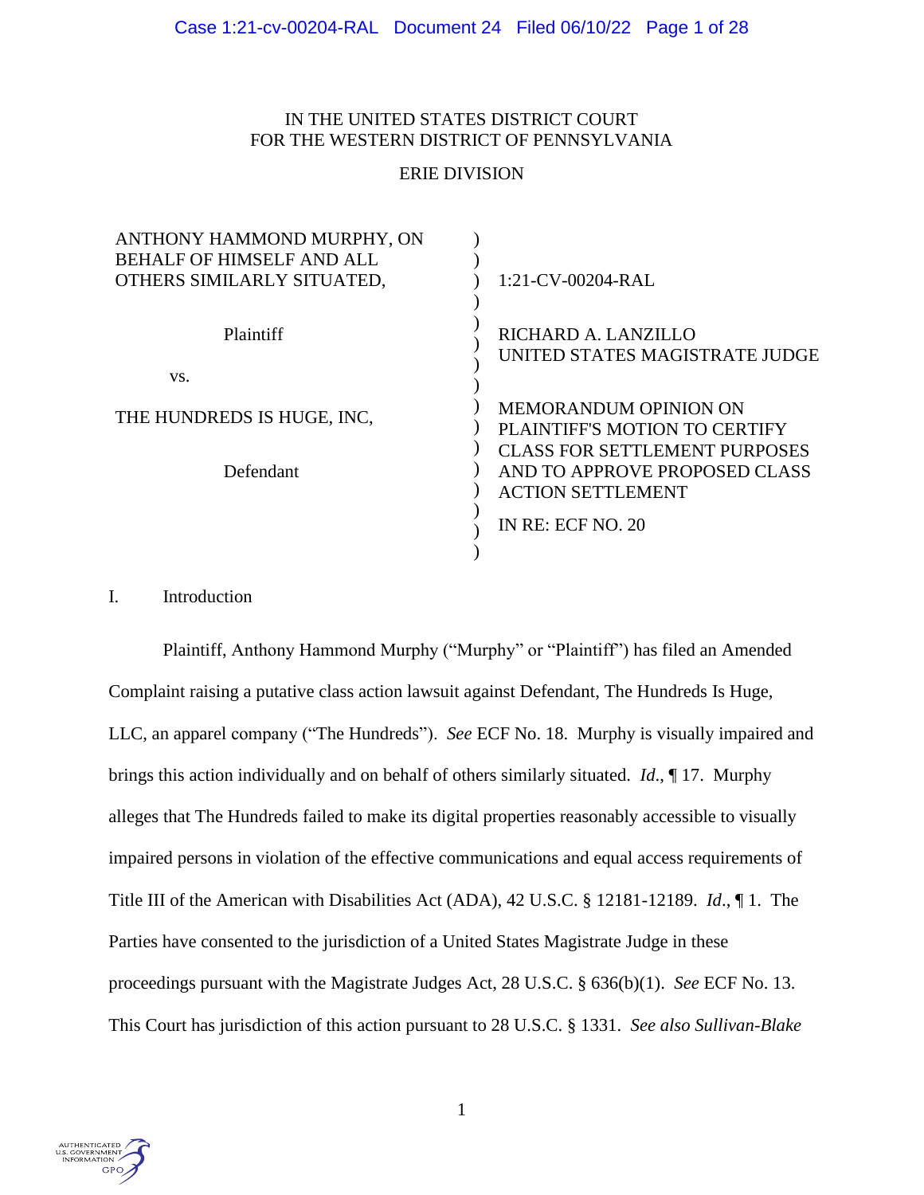IN THE UNITED STATES DISTRICT COURT
FOR THE WESTERN DISTRICT OF PENNSYLVANIA

ERIE DIVISION

| | | |
|---|---|---|
| ANTHONY HAMMOND MURPHY, ON BEHALF OF HIMSELF AND ALL OTHERS SIMILARLY SITUATED, | ) | 1:21-CV-00204-RAL |
| Plaintiff | ) | RICHARD A. LANZILLO UNITED STATES MAGISTRATE JUDGE |
| vs. | ) | |
| THE HUNDREDS IS HUGE, INC, | ) | MEMORANDUM OPINION ON PLAINTIFF'S MOTION TO CERTIFY CLASS FOR SETTLEMENT PURPOSES AND TO APPROVE PROPOSED CLASS ACTION SETTLEMENT |
| Defendant | ) | IN RE: ECF NO. 20 |

## I. Introduction

Plaintiff, Anthony Hammond Murphy ("Murphy" or "Plaintiff") has filed an Amended Complaint raising a putative class action lawsuit against Defendant, The Hundreds Is Huge, LLC, an apparel company ("The Hundreds"). *See* ECF No. 18. Murphy is visually impaired and brings this action individually and on behalf of others similarly situated. *Id*., ¶ 17. Murphy alleges that The Hundreds failed to make its digital properties reasonably accessible to visually impaired persons in violation of the effective communications and equal access requirements of Title III of the American with Disabilities Act (ADA), 42 U.S.C. § 12181-12189. *Id*., ¶ 1. The Parties have consented to the jurisdiction of a United States Magistrate Judge in these proceedings pursuant with the Magistrate Judges Act, 28 U.S.C. § 636(b)(1). *See* ECF No. 13. This Court has jurisdiction of this action pursuant to 28 U.S.C. § 1331. *See also Sullivan-Blake*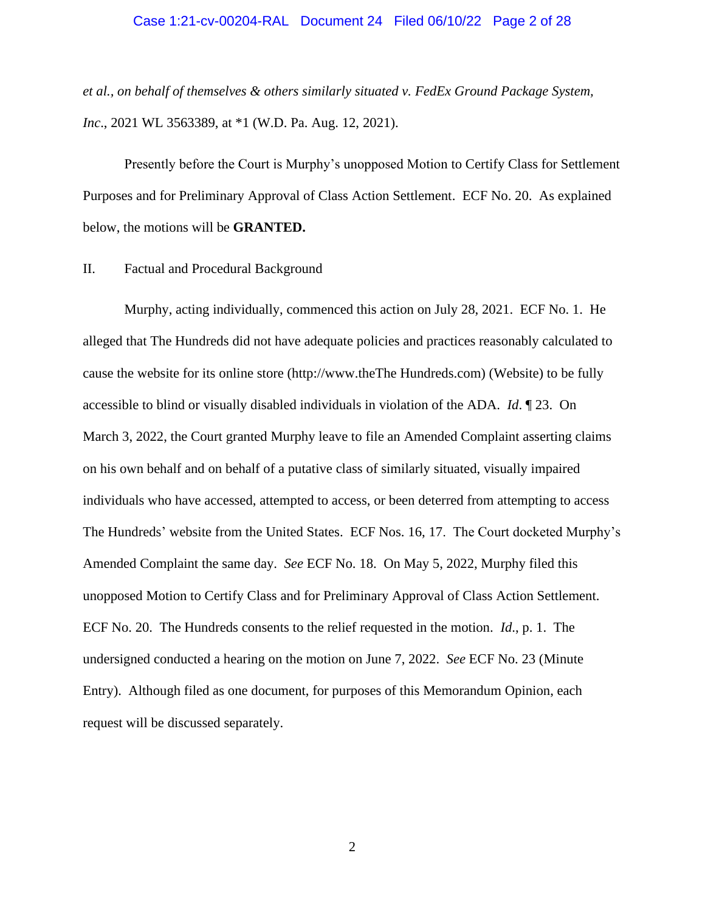*et al., on behalf of themselves & others similarly situated v. FedEx Ground Package System, Inc*., 2021 WL 3563389, at *1 (W.D. Pa. Aug. 12, 2021).

Presently before the Court is Murphy's unopposed Motion to Certify Class for Settlement Purposes and for Preliminary Approval of Class Action Settlement. ECF No. 20. As explained below, the motions will be **GRANTED.**

II. Factual and Procedural Background

Murphy, acting individually, commenced this action on July 28, 2021. ECF No. 1. He alleged that The Hundreds did not have adequate policies and practices reasonably calculated to cause the website for its online store (http://www.theThe Hundreds.com) (Website) to be fully accessible to blind or visually disabled individuals in violation of the ADA. *Id*. ¶ 23. On March 3, 2022, the Court granted Murphy leave to file an Amended Complaint asserting claims on his own behalf and on behalf of a putative class of similarly situated, visually impaired individuals who have accessed, attempted to access, or been deterred from attempting to access The Hundreds' website from the United States. ECF Nos. 16, 17. The Court docketed Murphy's Amended Complaint the same day. *See* ECF No. 18. On May 5, 2022, Murphy filed this unopposed Motion to Certify Class and for Preliminary Approval of Class Action Settlement. ECF No. 20. The Hundreds consents to the relief requested in the motion. *Id*., p. 1. The undersigned conducted a hearing on the motion on June 7, 2022. *See* ECF No. 23 (Minute Entry). Although filed as one document, for purposes of this Memorandum Opinion, each request will be discussed separately.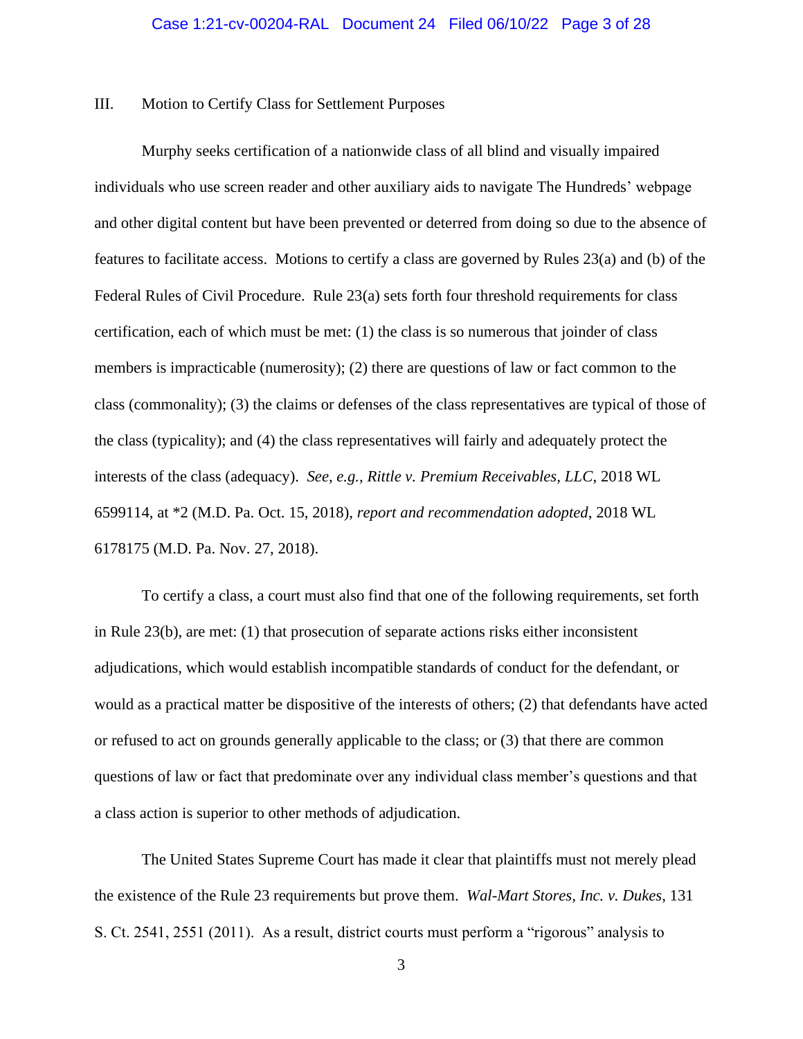III. Motion to Certify Class for Settlement Purposes

Murphy seeks certification of a nationwide class of all blind and visually impaired individuals who use screen reader and other auxiliary aids to navigate The Hundreds' webpage and other digital content but have been prevented or deterred from doing so due to the absence of features to facilitate access. Motions to certify a class are governed by Rules 23(a) and (b) of the Federal Rules of Civil Procedure. Rule 23(a) sets forth four threshold requirements for class certification, each of which must be met: (1) the class is so numerous that joinder of class members is impracticable (numerosity); (2) there are questions of law or fact common to the class (commonality); (3) the claims or defenses of the class representatives are typical of those of the class (typicality); and (4) the class representatives will fairly and adequately protect the interests of the class (adequacy). *See, e.g., Rittle v. Premium Receivables, LLC*, 2018 WL 6599114, at *2 (M.D. Pa. Oct. 15, 2018), *report and recommendation adopted*, 2018 WL 6178175 (M.D. Pa. Nov. 27, 2018).

To certify a class, a court must also find that one of the following requirements, set forth in Rule 23(b), are met: (1) that prosecution of separate actions risks either inconsistent adjudications, which would establish incompatible standards of conduct for the defendant, or would as a practical matter be dispositive of the interests of others; (2) that defendants have acted or refused to act on grounds generally applicable to the class; or (3) that there are common questions of law or fact that predominate over any individual class member's questions and that a class action is superior to other methods of adjudication.

The United States Supreme Court has made it clear that plaintiffs must not merely plead the existence of the Rule 23 requirements but prove them. *Wal-Mart Stores, Inc. v. Dukes*, 131 S. Ct. 2541, 2551 (2011). As a result, district courts must perform a "rigorous" analysis to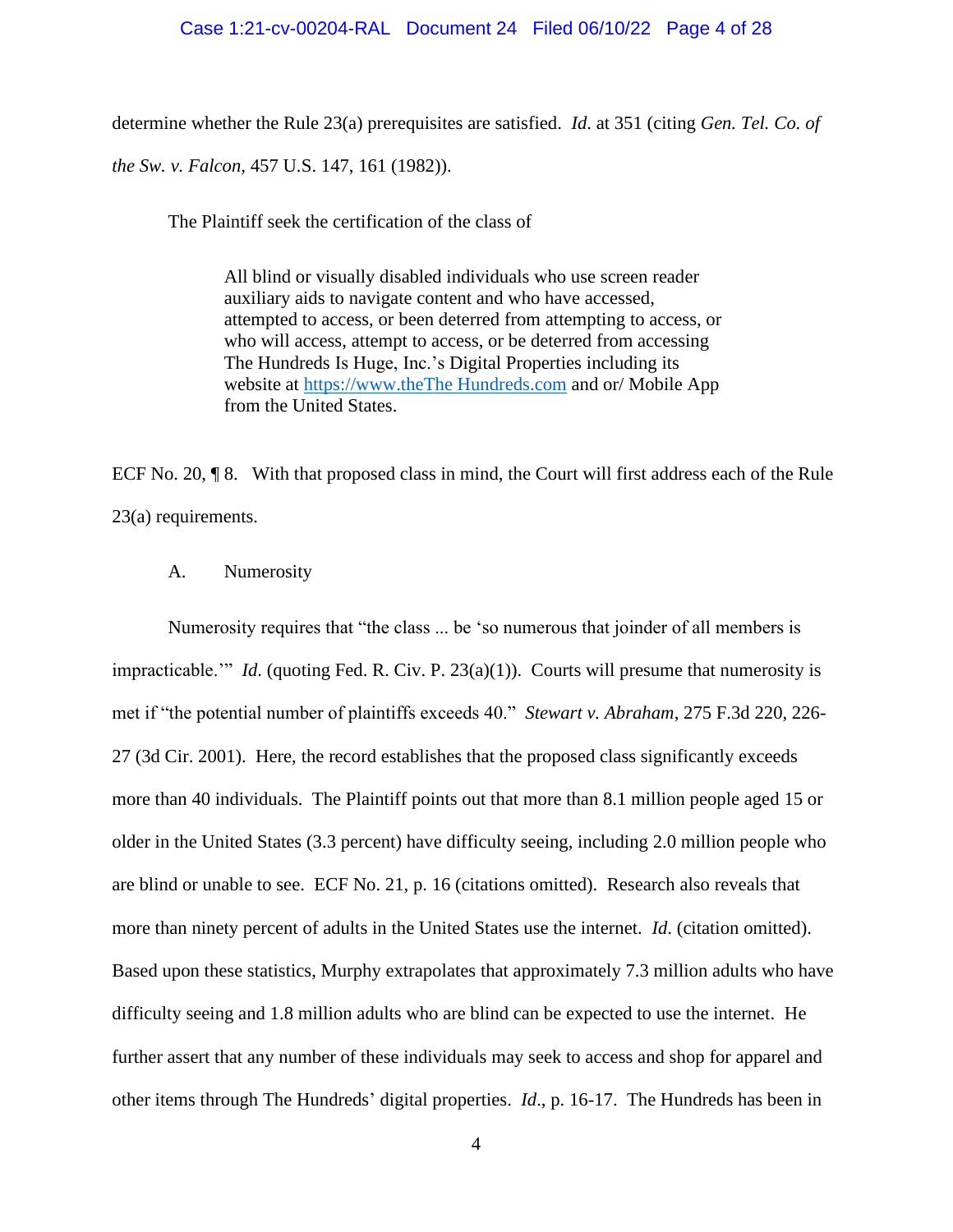determine whether the Rule 23(a) prerequisites are satisfied. *Id.* at 351 (citing *Gen. Tel. Co. of the Sw. v. Falcon*, 457 U.S. 147, 161 (1982)).

The Plaintiff seek the certification of the class of

> All blind or visually disabled individuals who use screen reader auxiliary aids to navigate content and who have accessed, attempted to access, or been deterred from attempting to access, or who will access, attempt to access, or be deterred from accessing The Hundreds Is Huge, Inc.'s Digital Properties including its website at https://www.theThe Hundreds.com and or/ Mobile App from the United States.

ECF No. 20, ¶ 8. With that proposed class in mind, the Court will first address each of the Rule 23(a) requirements.

A. Numerosity

Numerosity requires that "the class ... be 'so numerous that joinder of all members is impracticable.'" *Id.* (quoting Fed. R. Civ. P. 23(a)(1)). Courts will presume that numerosity is met if "the potential number of plaintiffs exceeds 40." *Stewart v. Abraham*, 275 F.3d 220, 226-27 (3d Cir. 2001). Here, the record establishes that the proposed class significantly exceeds more than 40 individuals. The Plaintiff points out that more than 8.1 million people aged 15 or older in the United States (3.3 percent) have difficulty seeing, including 2.0 million people who are blind or unable to see. ECF No. 21, p. 16 (citations omitted). Research also reveals that more than ninety percent of adults in the United States use the internet. *Id.* (citation omitted). Based upon these statistics, Murphy extrapolates that approximately 7.3 million adults who have difficulty seeing and 1.8 million adults who are blind can be expected to use the internet. He further assert that any number of these individuals may seek to access and shop for apparel and other items through The Hundreds' digital properties. *Id*., p. 16-17. The Hundreds has been in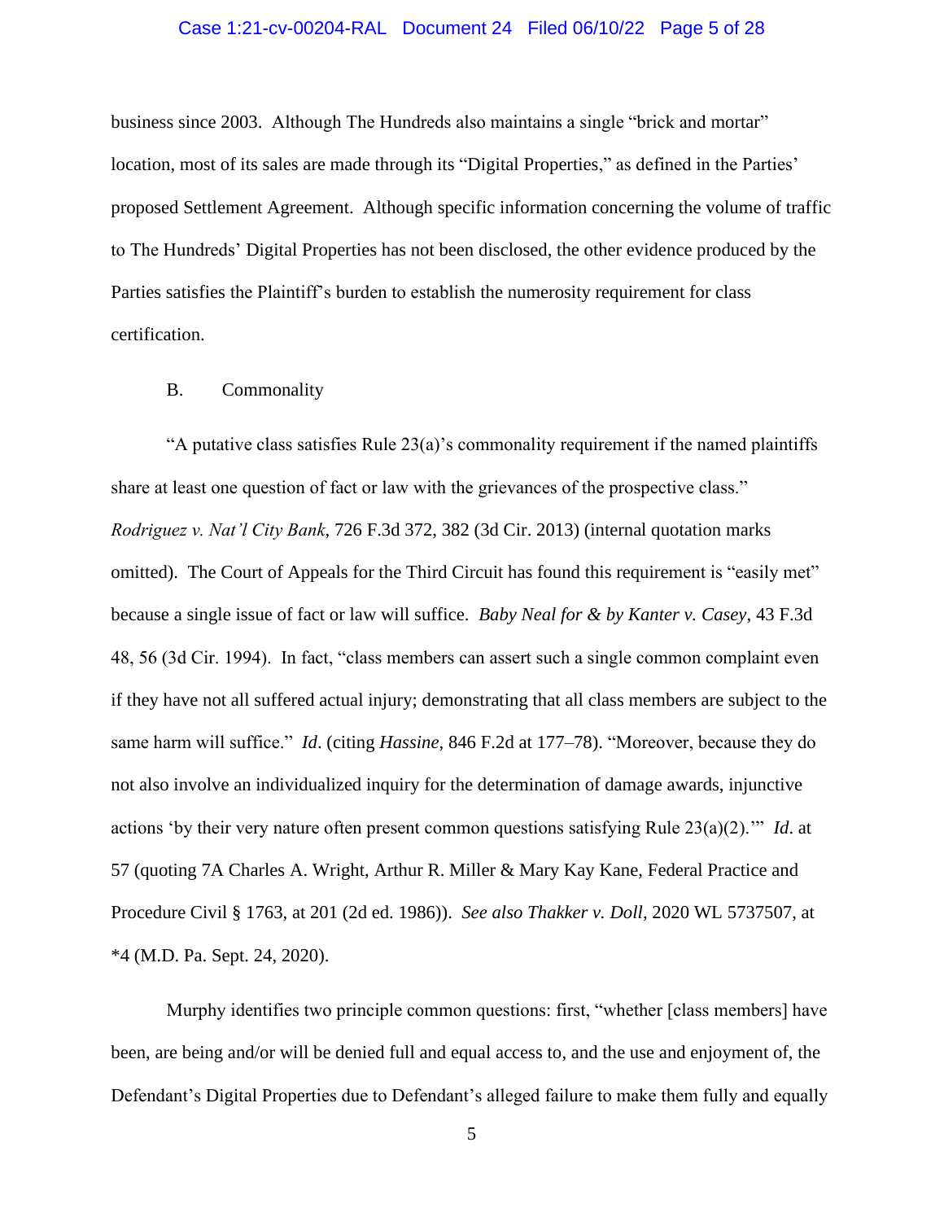business since 2003. Although The Hundreds also maintains a single "brick and mortar" location, most of its sales are made through its "Digital Properties," as defined in the Parties' proposed Settlement Agreement. Although specific information concerning the volume of traffic to The Hundreds' Digital Properties has not been disclosed, the other evidence produced by the Parties satisfies the Plaintiff's burden to establish the numerosity requirement for class certification.

B. Commonality

"A putative class satisfies Rule 23(a)'s commonality requirement if the named plaintiffs share at least one question of fact or law with the grievances of the prospective class." *Rodriguez v. Nat'l City Bank*, 726 F.3d 372, 382 (3d Cir. 2013) (internal quotation marks omitted). The Court of Appeals for the Third Circuit has found this requirement is "easily met" because a single issue of fact or law will suffice. *Baby Neal for & by Kanter v. Casey*, 43 F.3d 48, 56 (3d Cir. 1994). In fact, "class members can assert such a single common complaint even if they have not all suffered actual injury; demonstrating that all class members are subject to the same harm will suffice." *Id*. (citing *Hassine*, 846 F.2d at 177–78). "Moreover, because they do not also involve an individualized inquiry for the determination of damage awards, injunctive actions 'by their very nature often present common questions satisfying Rule 23(a)(2).'" *Id*. at 57 (quoting 7A Charles A. Wright, Arthur R. Miller & Mary Kay Kane, Federal Practice and Procedure Civil § 1763, at 201 (2d ed. 1986)). *See also Thakker v. Doll*, 2020 WL 5737507, at *4 (M.D. Pa. Sept. 24, 2020).

Murphy identifies two principle common questions: first, "whether [class members] have been, are being and/or will be denied full and equal access to, and the use and enjoyment of, the Defendant's Digital Properties due to Defendant's alleged failure to make them fully and equally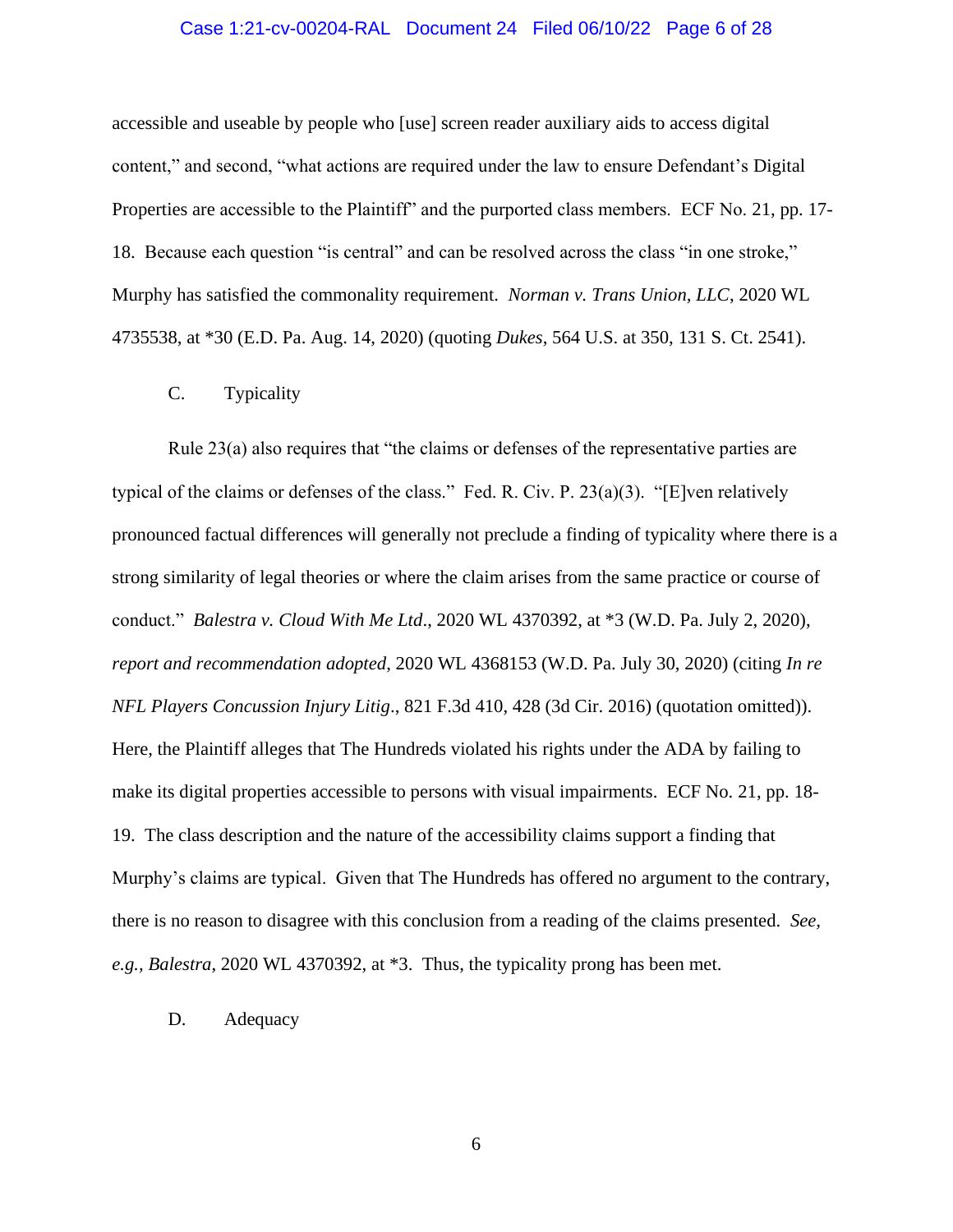accessible and useable by people who [use] screen reader auxiliary aids to access digital content," and second, "what actions are required under the law to ensure Defendant's Digital Properties are accessible to the Plaintiff" and the purported class members. ECF No. 21, pp. 17-18. Because each question "is central" and can be resolved across the class "in one stroke," Murphy has satisfied the commonality requirement. *Norman v. Trans Union, LLC*, 2020 WL 4735538, at *30 (E.D. Pa. Aug. 14, 2020) (quoting *Dukes*, 564 U.S. at 350, 131 S. Ct. 2541).

C. Typicality

Rule 23(a) also requires that "the claims or defenses of the representative parties are typical of the claims or defenses of the class." Fed. R. Civ. P. 23(a)(3). "[E]ven relatively pronounced factual differences will generally not preclude a finding of typicality where there is a strong similarity of legal theories or where the claim arises from the same practice or course of conduct." *Balestra v. Cloud With Me Ltd*., 2020 WL 4370392, at *3 (W.D. Pa. July 2, 2020), *report and recommendation adopted*, 2020 WL 4368153 (W.D. Pa. July 30, 2020) (citing *In re NFL Players Concussion Injury Litig*., 821 F.3d 410, 428 (3d Cir. 2016) (quotation omitted)). Here, the Plaintiff alleges that The Hundreds violated his rights under the ADA by failing to make its digital properties accessible to persons with visual impairments. ECF No. 21, pp. 18-19. The class description and the nature of the accessibility claims support a finding that Murphy's claims are typical. Given that The Hundreds has offered no argument to the contrary, there is no reason to disagree with this conclusion from a reading of the claims presented. *See, e.g., Balestra*, 2020 WL 4370392, at *3. Thus, the typicality prong has been met.

D. Adequacy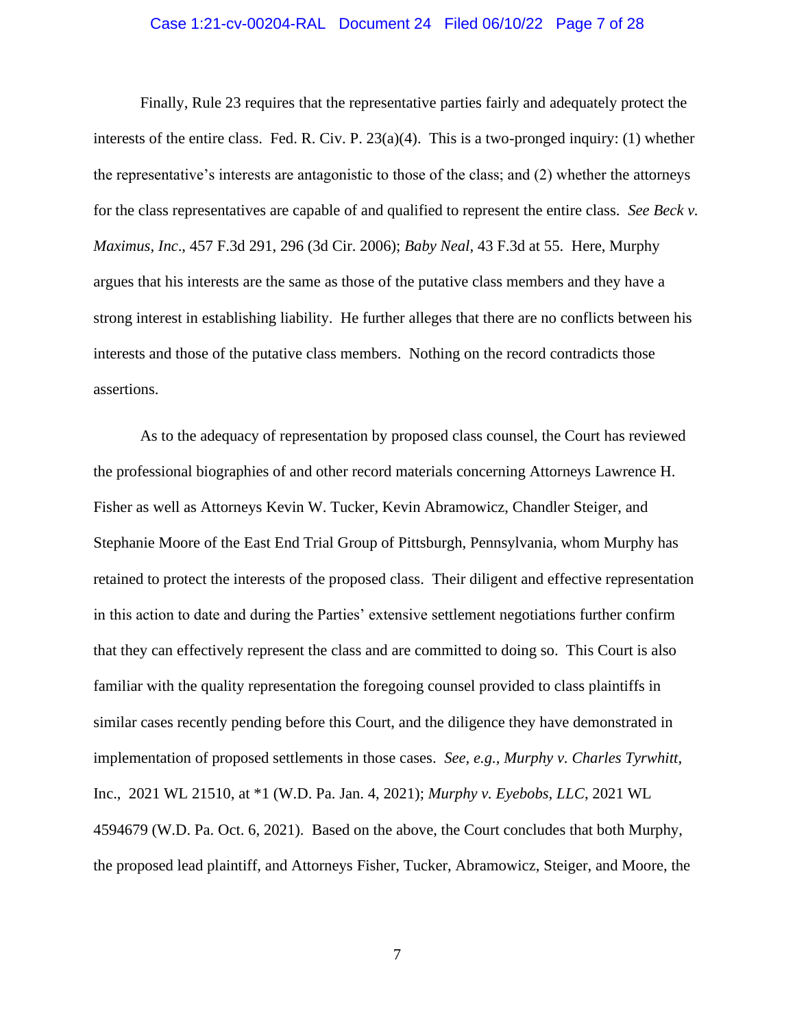Finally, Rule 23 requires that the representative parties fairly and adequately protect the interests of the entire class. Fed. R. Civ. P. 23(a)(4). This is a two-pronged inquiry: (1) whether the representative's interests are antagonistic to those of the class; and (2) whether the attorneys for the class representatives are capable of and qualified to represent the entire class. *See Beck v. Maximus, Inc*., 457 F.3d 291, 296 (3d Cir. 2006); *Baby Neal*, 43 F.3d at 55. Here, Murphy argues that his interests are the same as those of the putative class members and they have a strong interest in establishing liability. He further alleges that there are no conflicts between his interests and those of the putative class members. Nothing on the record contradicts those assertions.

As to the adequacy of representation by proposed class counsel, the Court has reviewed the professional biographies of and other record materials concerning Attorneys Lawrence H. Fisher as well as Attorneys Kevin W. Tucker, Kevin Abramowicz, Chandler Steiger, and Stephanie Moore of the East End Trial Group of Pittsburgh, Pennsylvania, whom Murphy has retained to protect the interests of the proposed class. Their diligent and effective representation in this action to date and during the Parties' extensive settlement negotiations further confirm that they can effectively represent the class and are committed to doing so. This Court is also familiar with the quality representation the foregoing counsel provided to class plaintiffs in similar cases recently pending before this Court, and the diligence they have demonstrated in implementation of proposed settlements in those cases. *See, e.g.*, *Murphy v. Charles Tyrwhitt*, Inc., 2021 WL 21510, at *1 (W.D. Pa. Jan. 4, 2021); *Murphy v. Eyebobs, LLC*, 2021 WL 4594679 (W.D. Pa. Oct. 6, 2021). Based on the above, the Court concludes that both Murphy, the proposed lead plaintiff, and Attorneys Fisher, Tucker, Abramowicz, Steiger, and Moore, the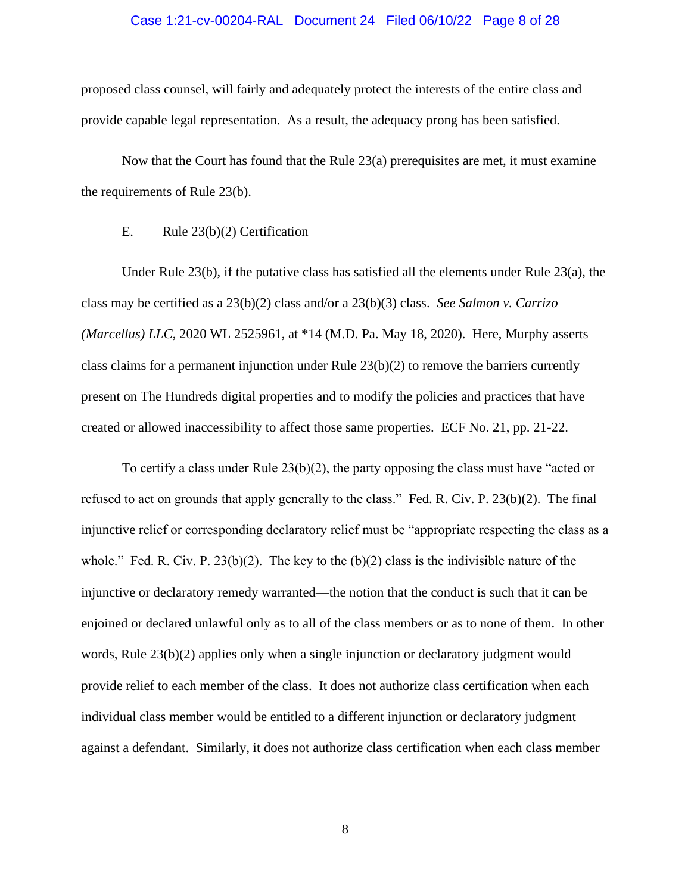proposed class counsel, will fairly and adequately protect the interests of the entire class and provide capable legal representation. As a result, the adequacy prong has been satisfied.

Now that the Court has found that the Rule 23(a) prerequisites are met, it must examine the requirements of Rule 23(b).

E. Rule 23(b)(2) Certification

Under Rule 23(b), if the putative class has satisfied all the elements under Rule 23(a), the class may be certified as a 23(b)(2) class and/or a 23(b)(3) class. *See Salmon v. Carrizo (Marcellus) LLC*, 2020 WL 2525961, at *14 (M.D. Pa. May 18, 2020). Here, Murphy asserts class claims for a permanent injunction under Rule 23(b)(2) to remove the barriers currently present on The Hundreds digital properties and to modify the policies and practices that have created or allowed inaccessibility to affect those same properties. ECF No. 21, pp. 21-22.

To certify a class under Rule 23(b)(2), the party opposing the class must have "acted or refused to act on grounds that apply generally to the class." Fed. R. Civ. P. 23(b)(2). The final injunctive relief or corresponding declaratory relief must be "appropriate respecting the class as a whole." Fed. R. Civ. P. 23(b)(2). The key to the (b)(2) class is the indivisible nature of the injunctive or declaratory remedy warranted—the notion that the conduct is such that it can be enjoined or declared unlawful only as to all of the class members or as to none of them. In other words, Rule 23(b)(2) applies only when a single injunction or declaratory judgment would provide relief to each member of the class. It does not authorize class certification when each individual class member would be entitled to a different injunction or declaratory judgment against a defendant. Similarly, it does not authorize class certification when each class member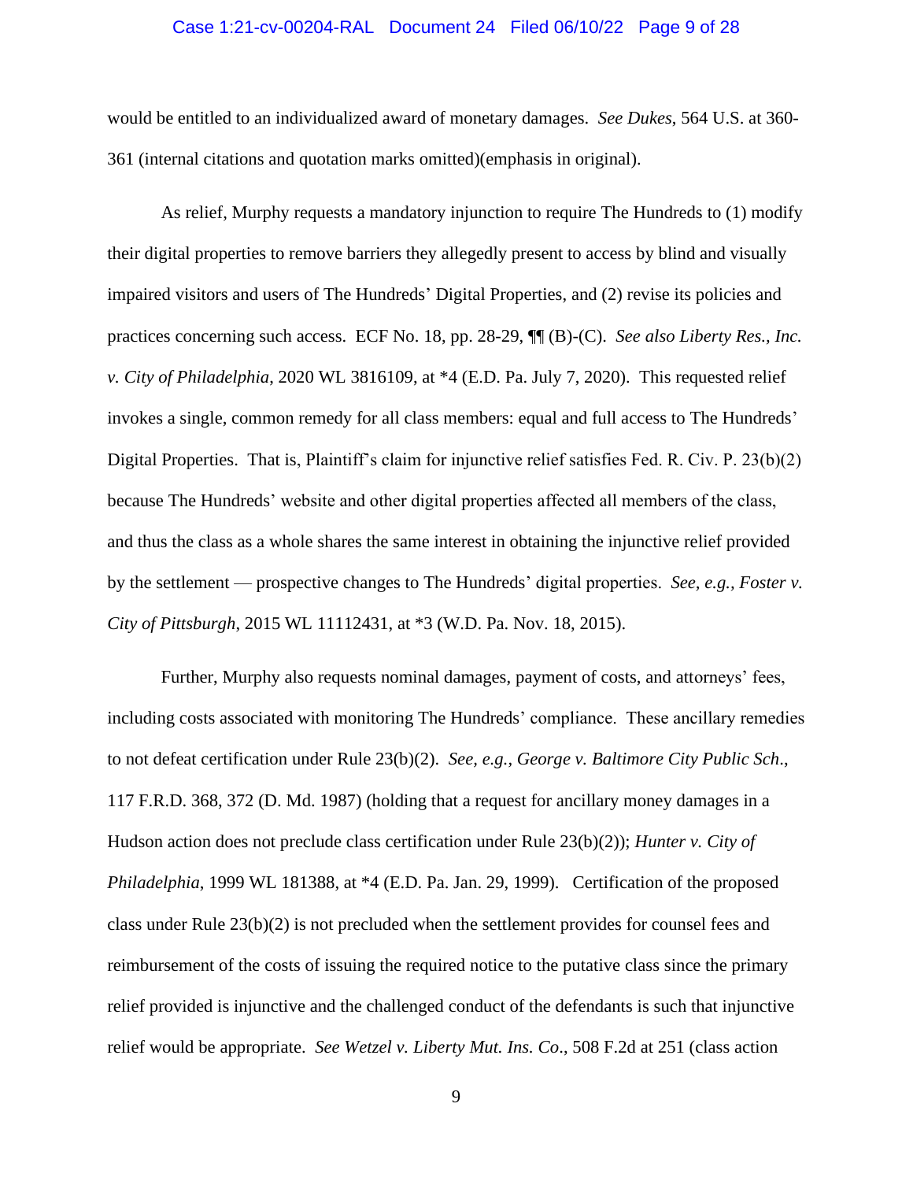would be entitled to an individualized award of monetary damages. *See Dukes*, 564 U.S. at 360-361 (internal citations and quotation marks omitted)(emphasis in original).

As relief, Murphy requests a mandatory injunction to require The Hundreds to (1) modify their digital properties to remove barriers they allegedly present to access by blind and visually impaired visitors and users of The Hundreds' Digital Properties, and (2) revise its policies and practices concerning such access. ECF No. 18, pp. 28-29, ¶¶ (B)-(C). *See also Liberty Res., Inc. v. City of Philadelphia*, 2020 WL 3816109, at *4 (E.D. Pa. July 7, 2020). This requested relief invokes a single, common remedy for all class members: equal and full access to The Hundreds' Digital Properties. That is, Plaintiff's claim for injunctive relief satisfies Fed. R. Civ. P. 23(b)(2) because The Hundreds' website and other digital properties affected all members of the class, and thus the class as a whole shares the same interest in obtaining the injunctive relief provided by the settlement — prospective changes to The Hundreds' digital properties. *See, e.g., Foster v. City of Pittsburgh*, 2015 WL 11112431, at *3 (W.D. Pa. Nov. 18, 2015).

Further, Murphy also requests nominal damages, payment of costs, and attorneys' fees, including costs associated with monitoring The Hundreds' compliance. These ancillary remedies to not defeat certification under Rule 23(b)(2). *See, e.g., George v. Baltimore City Public Sch*., 117 F.R.D. 368, 372 (D. Md. 1987) (holding that a request for ancillary money damages in a Hudson action does not preclude class certification under Rule 23(b)(2)); *Hunter v. City of Philadelphia*, 1999 WL 181388, at *4 (E.D. Pa. Jan. 29, 1999). Certification of the proposed class under Rule 23(b)(2) is not precluded when the settlement provides for counsel fees and reimbursement of the costs of issuing the required notice to the putative class since the primary relief provided is injunctive and the challenged conduct of the defendants is such that injunctive relief would be appropriate. *See Wetzel v. Liberty Mut. Ins. Co*., 508 F.2d at 251 (class action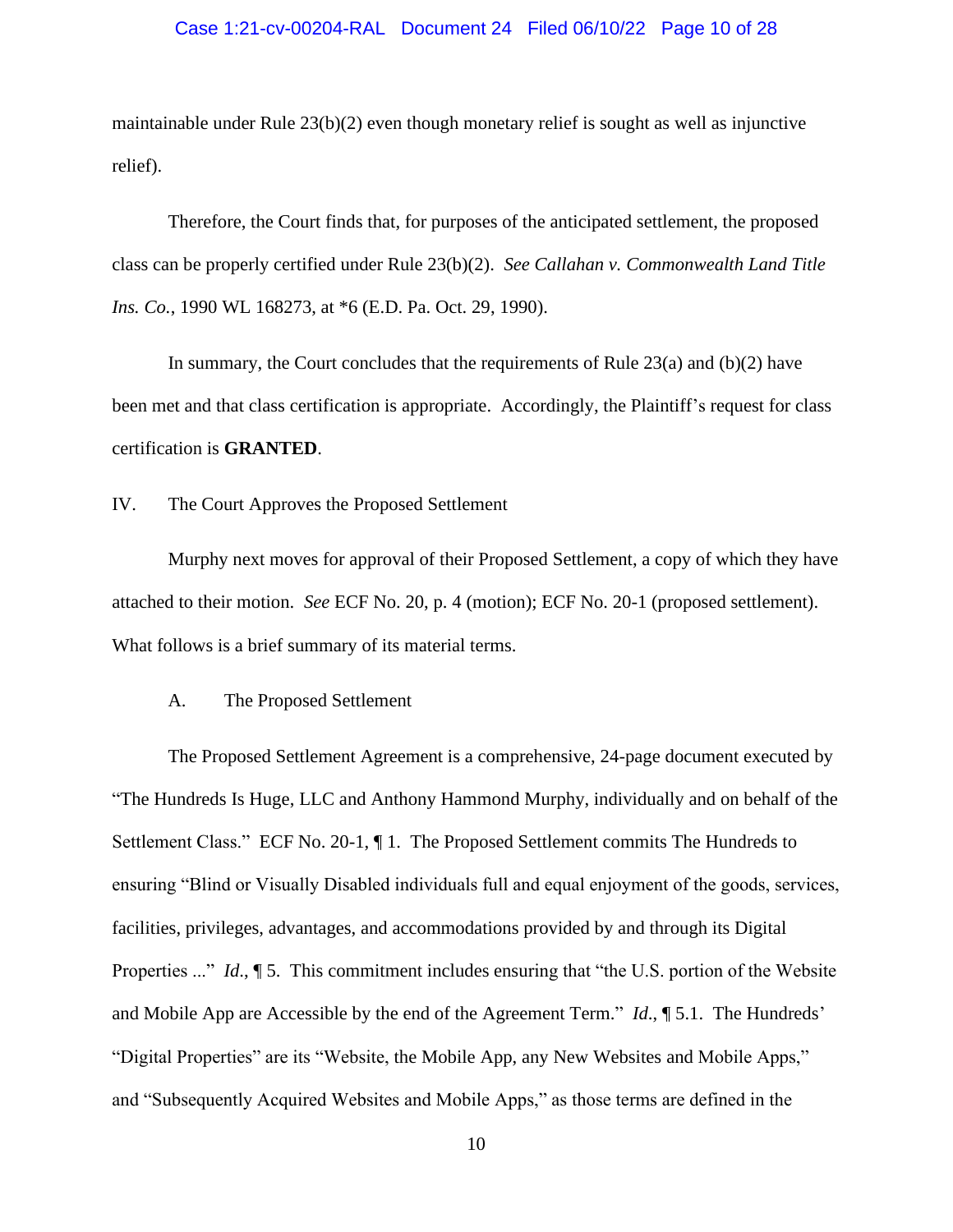maintainable under Rule 23(b)(2) even though monetary relief is sought as well as injunctive relief).

Therefore, the Court finds that, for purposes of the anticipated settlement, the proposed class can be properly certified under Rule 23(b)(2). *See Callahan v. Commonwealth Land Title Ins. Co.*, 1990 WL 168273, at *6 (E.D. Pa. Oct. 29, 1990).

In summary, the Court concludes that the requirements of Rule 23(a) and (b)(2) have been met and that class certification is appropriate. Accordingly, the Plaintiff's request for class certification is **GRANTED**.

## IV. The Court Approves the Proposed Settlement

Murphy next moves for approval of their Proposed Settlement, a copy of which they have attached to their motion. *See* ECF No. 20, p. 4 (motion); ECF No. 20-1 (proposed settlement). What follows is a brief summary of its material terms.

### A. The Proposed Settlement

The Proposed Settlement Agreement is a comprehensive, 24-page document executed by "The Hundreds Is Huge, LLC and Anthony Hammond Murphy, individually and on behalf of the Settlement Class." ECF No. 20-1, ¶ 1. The Proposed Settlement commits The Hundreds to ensuring "Blind or Visually Disabled individuals full and equal enjoyment of the goods, services, facilities, privileges, advantages, and accommodations provided by and through its Digital Properties ..." *Id.*, ¶ 5. This commitment includes ensuring that "the U.S. portion of the Website and Mobile App are Accessible by the end of the Agreement Term." *Id.*, ¶ 5.1. The Hundreds' "Digital Properties" are its "Website, the Mobile App, any New Websites and Mobile Apps," and "Subsequently Acquired Websites and Mobile Apps," as those terms are defined in the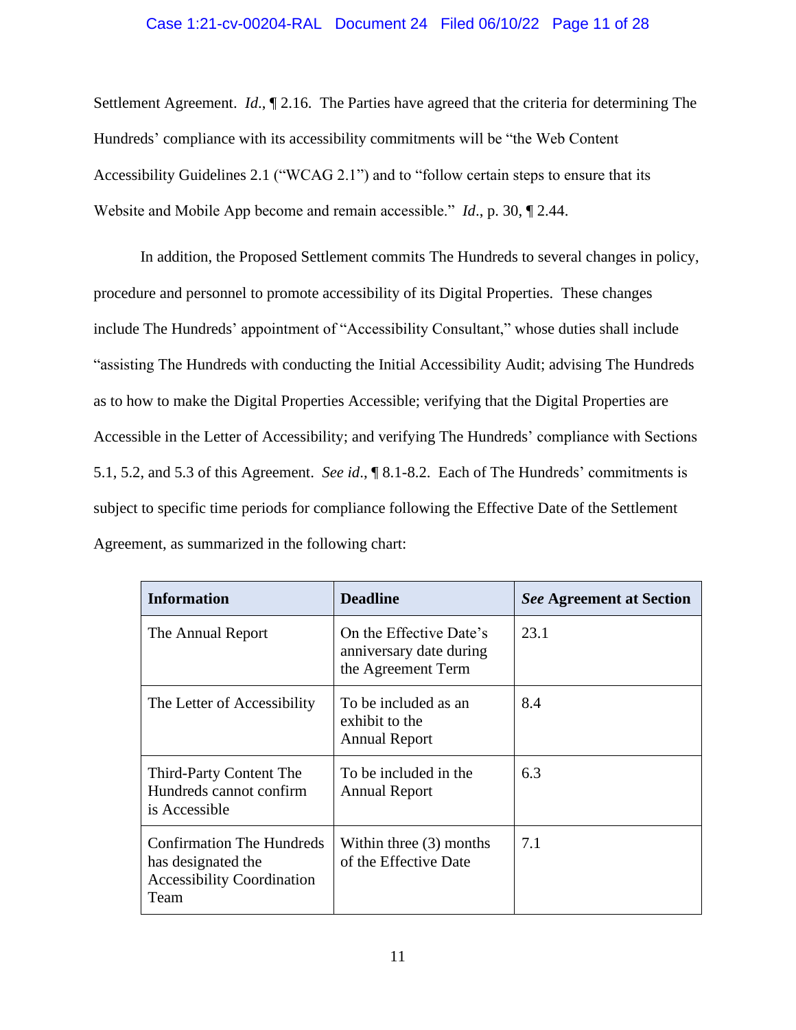Settlement Agreement. *Id.*, ¶ 2.16. The Parties have agreed that the criteria for determining The Hundreds' compliance with its accessibility commitments will be "the Web Content Accessibility Guidelines 2.1 ("WCAG 2.1") and to "follow certain steps to ensure that its Website and Mobile App become and remain accessible." *Id.*, p. 30, ¶ 2.44.

In addition, the Proposed Settlement commits The Hundreds to several changes in policy, procedure and personnel to promote accessibility of its Digital Properties. These changes include The Hundreds' appointment of "Accessibility Consultant," whose duties shall include "assisting The Hundreds with conducting the Initial Accessibility Audit; advising The Hundreds as to how to make the Digital Properties Accessible; verifying that the Digital Properties are Accessible in the Letter of Accessibility; and verifying The Hundreds' compliance with Sections 5.1, 5.2, and 5.3 of this Agreement. *See id.*, ¶ 8.1-8.2. Each of The Hundreds' commitments is subject to specific time periods for compliance following the Effective Date of the Settlement Agreement, as summarized in the following chart:

| **Information** | **Deadline** | ***See* Agreement at Section** |
|---|---|---|
| The Annual Report | On the Effective Date's anniversary date during the Agreement Term | 23.1 |
| The Letter of Accessibility | To be included as an exhibit to the Annual Report | 8.4 |
| Third-Party Content The Hundreds cannot confirm is Accessible | To be included in the Annual Report | 6.3 |
| Confirmation The Hundreds has designated the Accessibility Coordination Team | Within three (3) months of the Effective Date | 7.1 |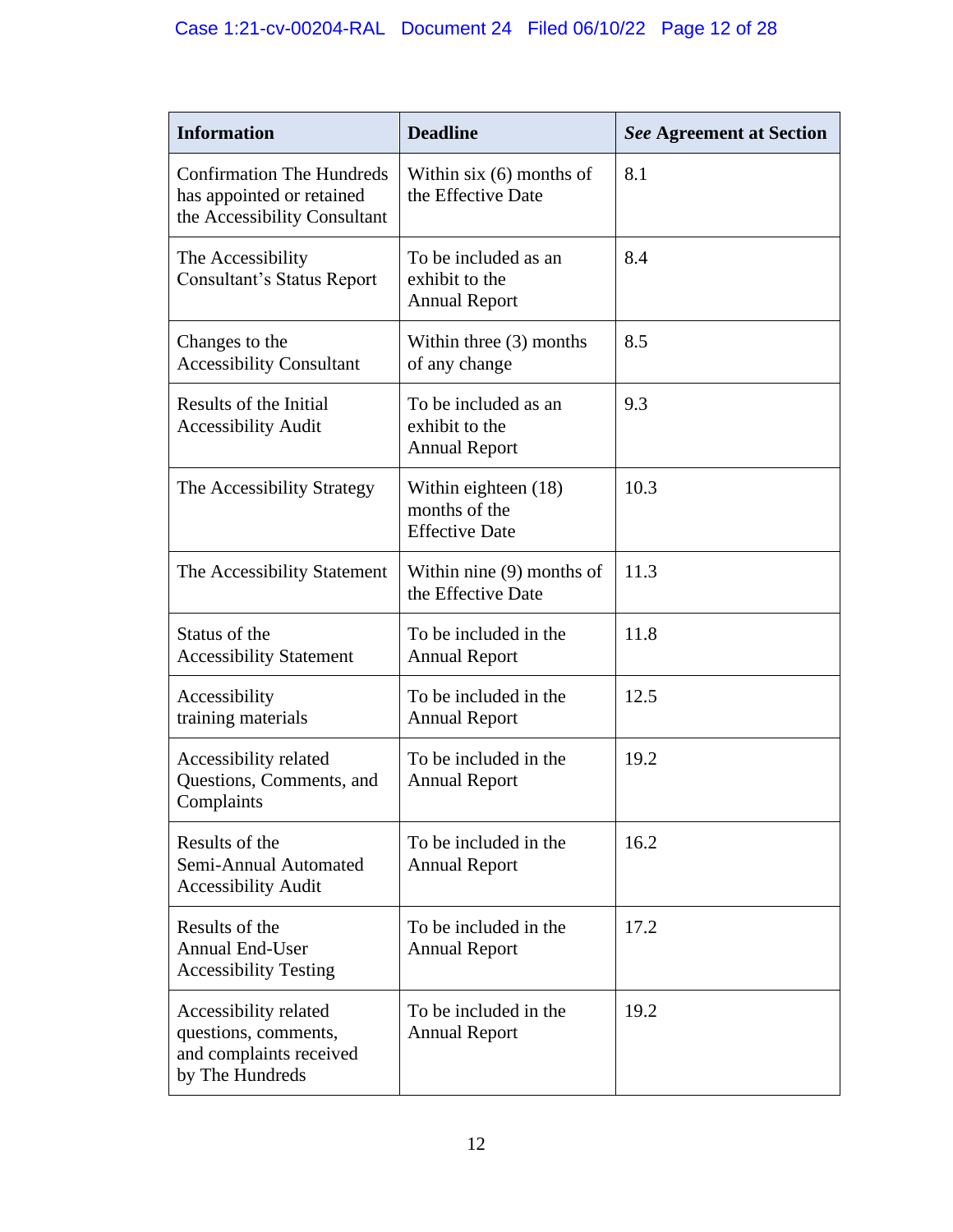| Information | Deadline | *See* Agreement at Section |
|---|---|---|
| Confirmation The Hundreds has appointed or retained the Accessibility Consultant | Within six (6) months of the Effective Date | 8.1 |
| The Accessibility Consultant's Status Report | To be included as an exhibit to the Annual Report | 8.4 |
| Changes to the Accessibility Consultant | Within three (3) months of any change | 8.5 |
| Results of the Initial Accessibility Audit | To be included as an exhibit to the Annual Report | 9.3 |
| The Accessibility Strategy | Within eighteen (18) months of the Effective Date | 10.3 |
| The Accessibility Statement | Within nine (9) months of the Effective Date | 11.3 |
| Status of the Accessibility Statement | To be included in the Annual Report | 11.8 |
| Accessibility training materials | To be included in the Annual Report | 12.5 |
| Accessibility related Questions, Comments, and Complaints | To be included in the Annual Report | 19.2 |
| Results of the Semi-Annual Automated Accessibility Audit | To be included in the Annual Report | 16.2 |
| Results of the Annual End-User Accessibility Testing | To be included in the Annual Report | 17.2 |
| Accessibility related questions, comments, and complaints received by The Hundreds | To be included in the Annual Report | 19.2 |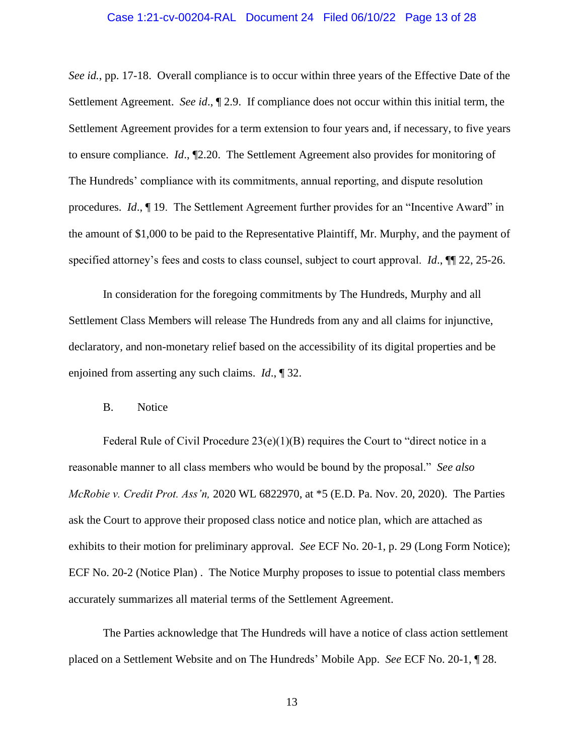*See id.*, pp. 17-18. Overall compliance is to occur within three years of the Effective Date of the Settlement Agreement. *See id*., ¶ 2.9. If compliance does not occur within this initial term, the Settlement Agreement provides for a term extension to four years and, if necessary, to five years to ensure compliance. *Id*., ¶2.20. The Settlement Agreement also provides for monitoring of The Hundreds' compliance with its commitments, annual reporting, and dispute resolution procedures. *Id*., ¶ 19. The Settlement Agreement further provides for an "Incentive Award" in the amount of $1,000 to be paid to the Representative Plaintiff, Mr. Murphy, and the payment of specified attorney's fees and costs to class counsel, subject to court approval. *Id*., ¶¶ 22, 25-26.

In consideration for the foregoing commitments by The Hundreds, Murphy and all Settlement Class Members will release The Hundreds from any and all claims for injunctive, declaratory, and non-monetary relief based on the accessibility of its digital properties and be enjoined from asserting any such claims. *Id*., ¶ 32.

B. Notice

Federal Rule of Civil Procedure 23(e)(1)(B) requires the Court to "direct notice in a reasonable manner to all class members who would be bound by the proposal." *See also McRobie v. Credit Prot. Ass'n,* 2020 WL 6822970, at *5 (E.D. Pa. Nov. 20, 2020). The Parties ask the Court to approve their proposed class notice and notice plan, which are attached as exhibits to their motion for preliminary approval. *See* ECF No. 20-1, p. 29 (Long Form Notice); ECF No. 20-2 (Notice Plan) . The Notice Murphy proposes to issue to potential class members accurately summarizes all material terms of the Settlement Agreement.

The Parties acknowledge that The Hundreds will have a notice of class action settlement placed on a Settlement Website and on The Hundreds' Mobile App. *See* ECF No. 20-1, ¶ 28.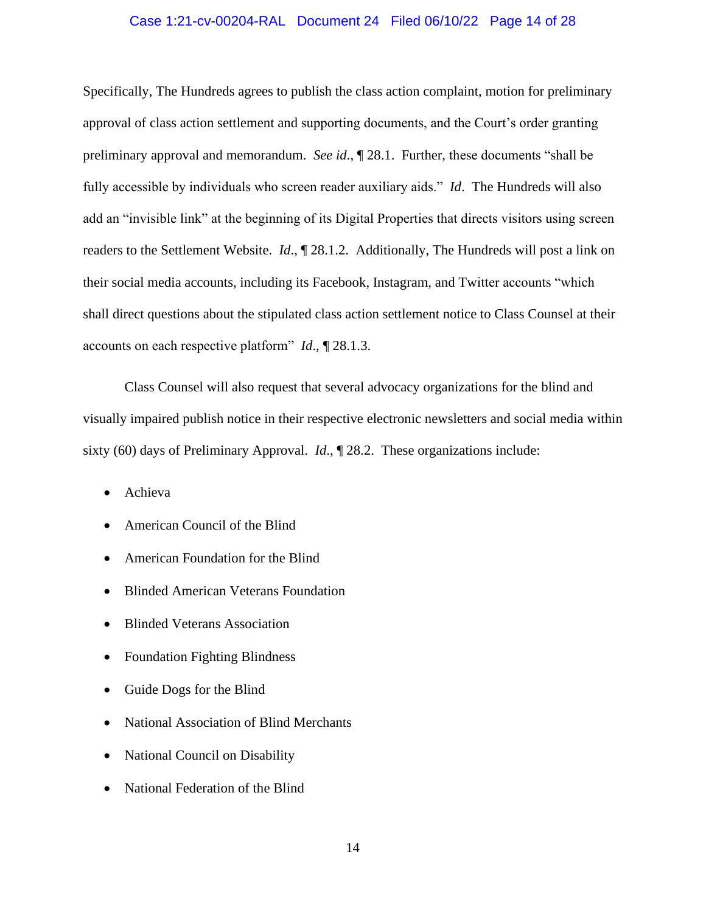Specifically, The Hundreds agrees to publish the class action complaint, motion for preliminary approval of class action settlement and supporting documents, and the Court's order granting preliminary approval and memorandum. *See id*., ¶ 28.1. Further, these documents "shall be fully accessible by individuals who screen reader auxiliary aids." *Id*. The Hundreds will also add an "invisible link" at the beginning of its Digital Properties that directs visitors using screen readers to the Settlement Website. *Id*., ¶ 28.1.2. Additionally, The Hundreds will post a link on their social media accounts, including its Facebook, Instagram, and Twitter accounts "which shall direct questions about the stipulated class action settlement notice to Class Counsel at their accounts on each respective platform" *Id*., ¶ 28.1.3.

Class Counsel will also request that several advocacy organizations for the blind and visually impaired publish notice in their respective electronic newsletters and social media within sixty (60) days of Preliminary Approval. *Id*., ¶ 28.2. These organizations include:

- Achieva
- American Council of the Blind
- American Foundation for the Blind
- Blinded American Veterans Foundation
- Blinded Veterans Association
- Foundation Fighting Blindness
- Guide Dogs for the Blind
- National Association of Blind Merchants
- National Council on Disability
- National Federation of the Blind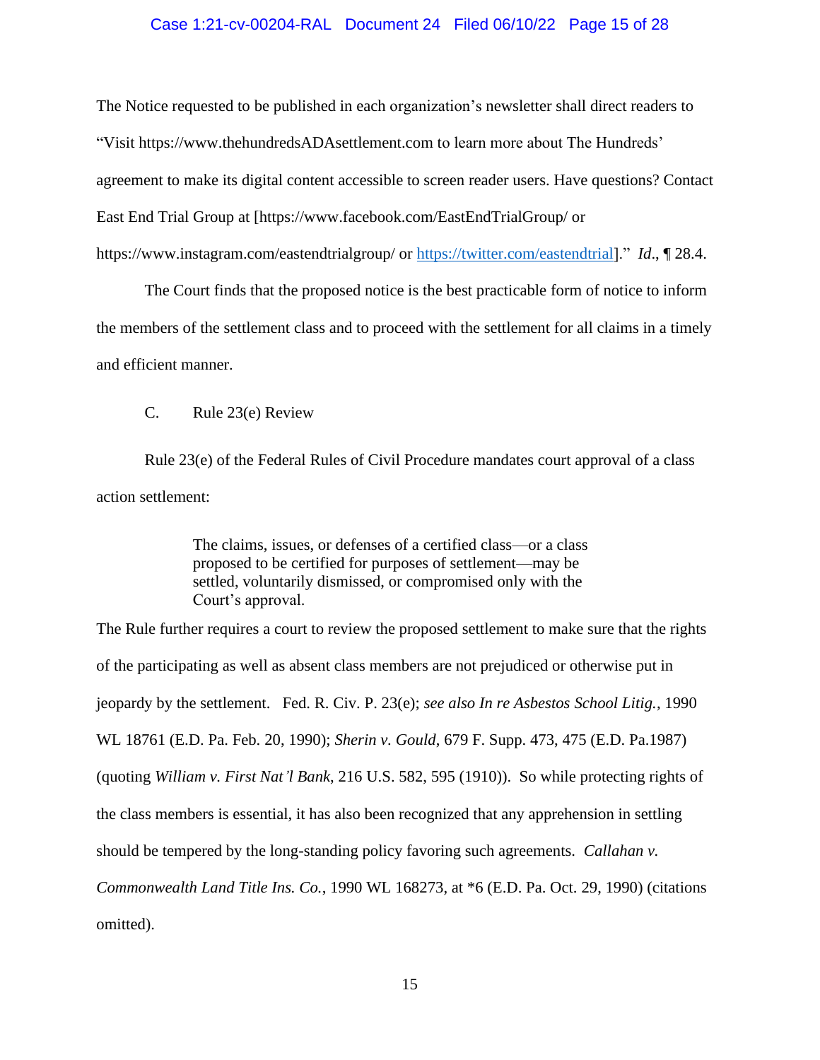The Notice requested to be published in each organization's newsletter shall direct readers to "Visit https://www.thehundredsADAsettlement.com to learn more about The Hundreds' agreement to make its digital content accessible to screen reader users. Have questions? Contact East End Trial Group at [https://www.facebook.com/EastEndTrialGroup/ or https://www.instagram.com/eastendtrialgroup/ or https://twitter.com/eastendtrial]." *Id*., ¶ 28.4.

The Court finds that the proposed notice is the best practicable form of notice to inform the members of the settlement class and to proceed with the settlement for all claims in a timely and efficient manner.

C. Rule 23(e) Review

Rule 23(e) of the Federal Rules of Civil Procedure mandates court approval of a class action settlement:

> The claims, issues, or defenses of a certified class—or a class proposed to be certified for purposes of settlement—may be settled, voluntarily dismissed, or compromised only with the Court's approval.

The Rule further requires a court to review the proposed settlement to make sure that the rights of the participating as well as absent class members are not prejudiced or otherwise put in jeopardy by the settlement. Fed. R. Civ. P. 23(e); *see also In re Asbestos School Litig.*, 1990 WL 18761 (E.D. Pa. Feb. 20, 1990); *Sherin v. Gould*, 679 F. Supp. 473, 475 (E.D. Pa.1987) (quoting *William v. First Nat'l Bank*, 216 U.S. 582, 595 (1910)). So while protecting rights of the class members is essential, it has also been recognized that any apprehension in settling should be tempered by the long-standing policy favoring such agreements. *Callahan v. Commonwealth Land Title Ins. Co.*, 1990 WL 168273, at *6 (E.D. Pa. Oct. 29, 1990) (citations omitted).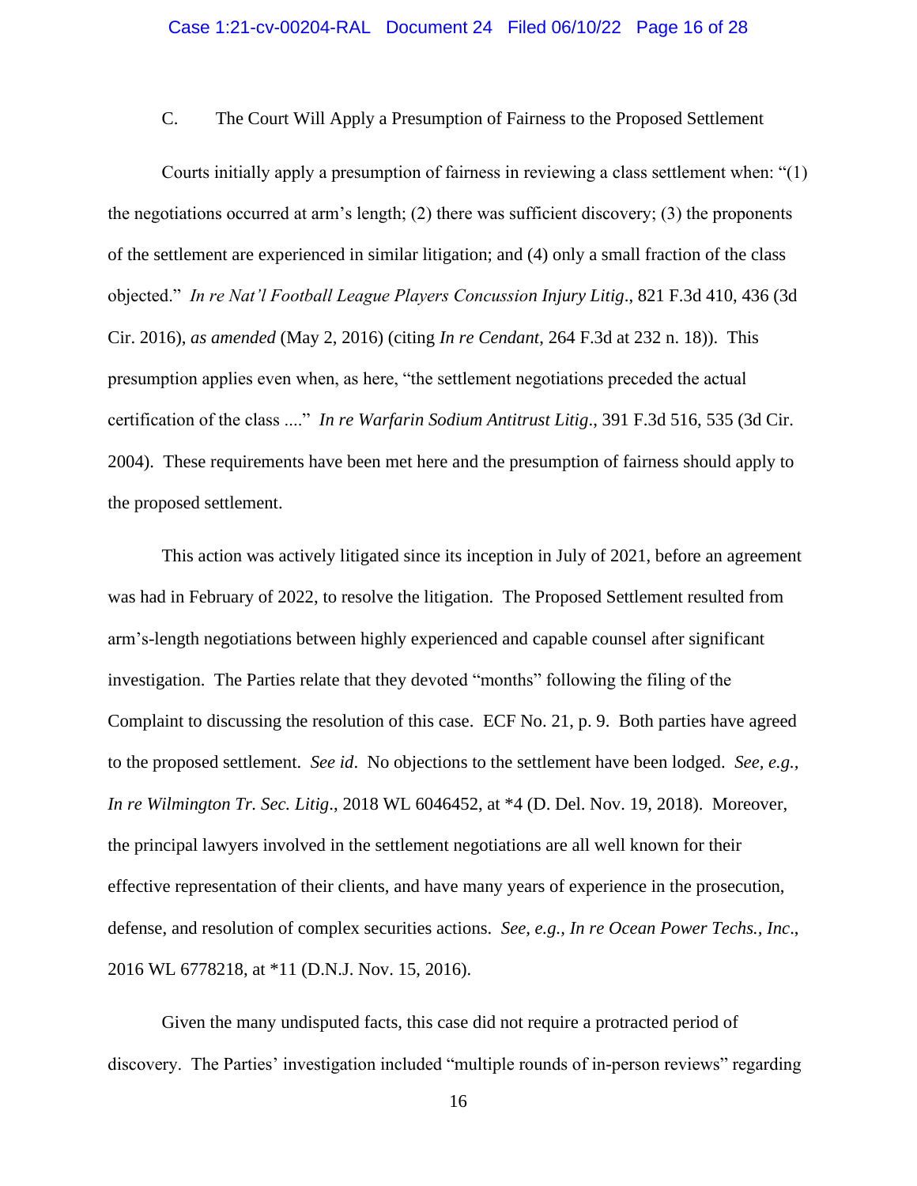### C. The Court Will Apply a Presumption of Fairness to the Proposed Settlement

Courts initially apply a presumption of fairness in reviewing a class settlement when: "(1) the negotiations occurred at arm's length; (2) there was sufficient discovery; (3) the proponents of the settlement are experienced in similar litigation; and (4) only a small fraction of the class objected." *In re Nat'l Football League Players Concussion Injury Litig*., 821 F.3d 410, 436 (3d Cir. 2016), *as amended* (May 2, 2016) (citing *In re Cendant*, 264 F.3d at 232 n. 18)). This presumption applies even when, as here, "the settlement negotiations preceded the actual certification of the class ...." *In re Warfarin Sodium Antitrust Litig*., 391 F.3d 516, 535 (3d Cir. 2004). These requirements have been met here and the presumption of fairness should apply to the proposed settlement.

This action was actively litigated since its inception in July of 2021, before an agreement was had in February of 2022, to resolve the litigation. The Proposed Settlement resulted from arm's-length negotiations between highly experienced and capable counsel after significant investigation. The Parties relate that they devoted "months" following the filing of the Complaint to discussing the resolution of this case. ECF No. 21, p. 9. Both parties have agreed to the proposed settlement. *See id*. No objections to the settlement have been lodged. *See, e.g., In re Wilmington Tr. Sec. Litig*., 2018 WL 6046452, at *4 (D. Del. Nov. 19, 2018). Moreover, the principal lawyers involved in the settlement negotiations are all well known for their effective representation of their clients, and have many years of experience in the prosecution, defense, and resolution of complex securities actions. *See, e.g., In re Ocean Power Techs., Inc*., 2016 WL 6778218, at *11 (D.N.J. Nov. 15, 2016).

Given the many undisputed facts, this case did not require a protracted period of discovery. The Parties' investigation included "multiple rounds of in-person reviews" regarding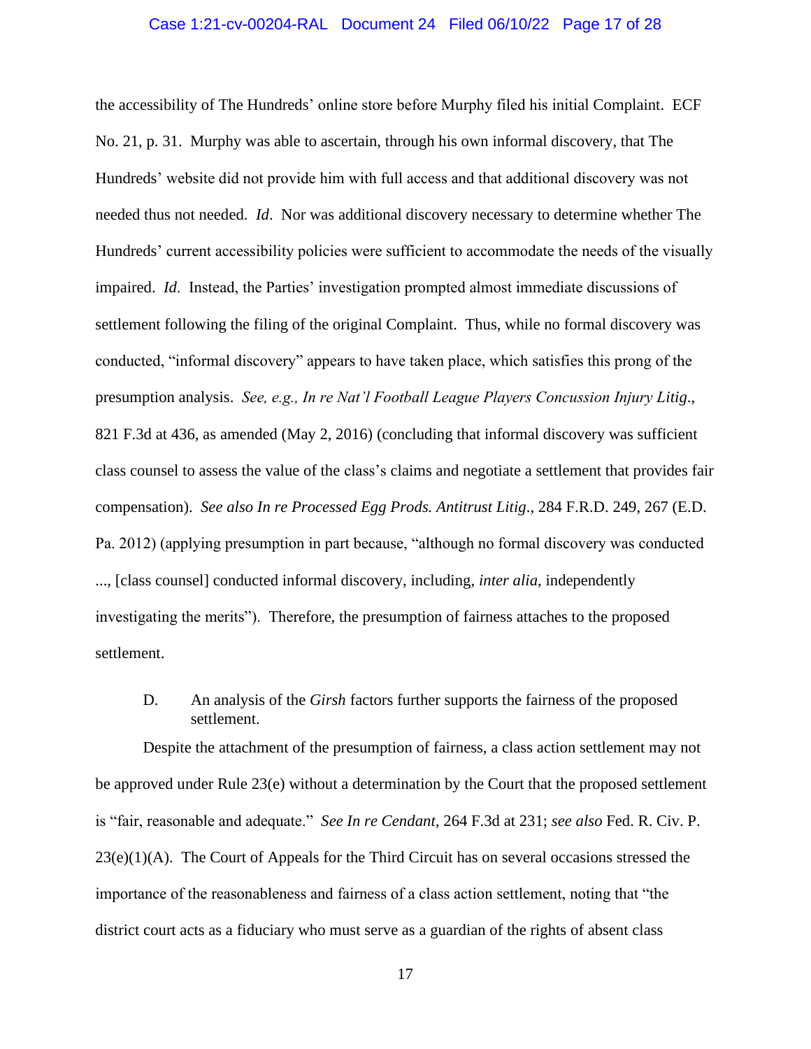the accessibility of The Hundreds' online store before Murphy filed his initial Complaint. ECF No. 21, p. 31. Murphy was able to ascertain, through his own informal discovery, that The Hundreds' website did not provide him with full access and that additional discovery was not needed thus not needed. *Id*. Nor was additional discovery necessary to determine whether The Hundreds' current accessibility policies were sufficient to accommodate the needs of the visually impaired. *Id*. Instead, the Parties' investigation prompted almost immediate discussions of settlement following the filing of the original Complaint. Thus, while no formal discovery was conducted, "informal discovery" appears to have taken place, which satisfies this prong of the presumption analysis. *See, e.g., In re Nat'l Football League Players Concussion Injury Litig*., 821 F.3d at 436, as amended (May 2, 2016) (concluding that informal discovery was sufficient class counsel to assess the value of the class's claims and negotiate a settlement that provides fair compensation). *See also In re Processed Egg Prods. Antitrust Litig*., 284 F.R.D. 249, 267 (E.D. Pa. 2012) (applying presumption in part because, "although no formal discovery was conducted ..., [class counsel] conducted informal discovery, including, *inter alia*, independently investigating the merits"). Therefore, the presumption of fairness attaches to the proposed settlement.

D. An analysis of the *Girsh* factors further supports the fairness of the proposed settlement.

Despite the attachment of the presumption of fairness, a class action settlement may not be approved under Rule 23(e) without a determination by the Court that the proposed settlement is "fair, reasonable and adequate." *See In re Cendant*, 264 F.3d at 231; *see also* Fed. R. Civ. P. 23(e)(1)(A). The Court of Appeals for the Third Circuit has on several occasions stressed the importance of the reasonableness and fairness of a class action settlement, noting that "the district court acts as a fiduciary who must serve as a guardian of the rights of absent class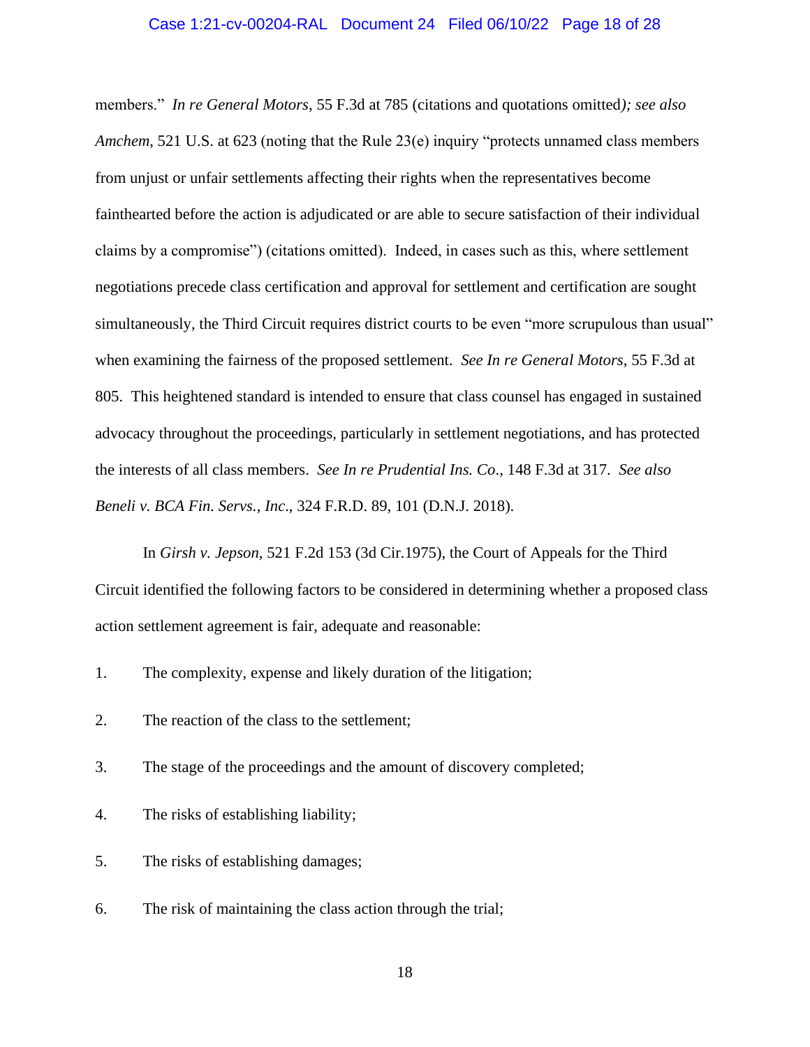members." *In re General Motors*, 55 F.3d at 785 (citations and quotations omitted*); see also Amchem*, 521 U.S. at 623 (noting that the Rule 23(e) inquiry "protects unnamed class members from unjust or unfair settlements affecting their rights when the representatives become fainthearted before the action is adjudicated or are able to secure satisfaction of their individual claims by a compromise") (citations omitted). Indeed, in cases such as this, where settlement negotiations precede class certification and approval for settlement and certification are sought simultaneously, the Third Circuit requires district courts to be even "more scrupulous than usual" when examining the fairness of the proposed settlement. *See In re General Motors*, 55 F.3d at 805. This heightened standard is intended to ensure that class counsel has engaged in sustained advocacy throughout the proceedings, particularly in settlement negotiations, and has protected the interests of all class members. *See In re Prudential Ins. Co*., 148 F.3d at 317. *See also Beneli v. BCA Fin. Servs., Inc*., 324 F.R.D. 89, 101 (D.N.J. 2018).

In *Girsh v. Jepson*, 521 F.2d 153 (3d Cir.1975), the Court of Appeals for the Third Circuit identified the following factors to be considered in determining whether a proposed class action settlement agreement is fair, adequate and reasonable:

1. The complexity, expense and likely duration of the litigation;
2. The reaction of the class to the settlement;
3. The stage of the proceedings and the amount of discovery completed;
4. The risks of establishing liability;
5. The risks of establishing damages;
6. The risk of maintaining the class action through the trial;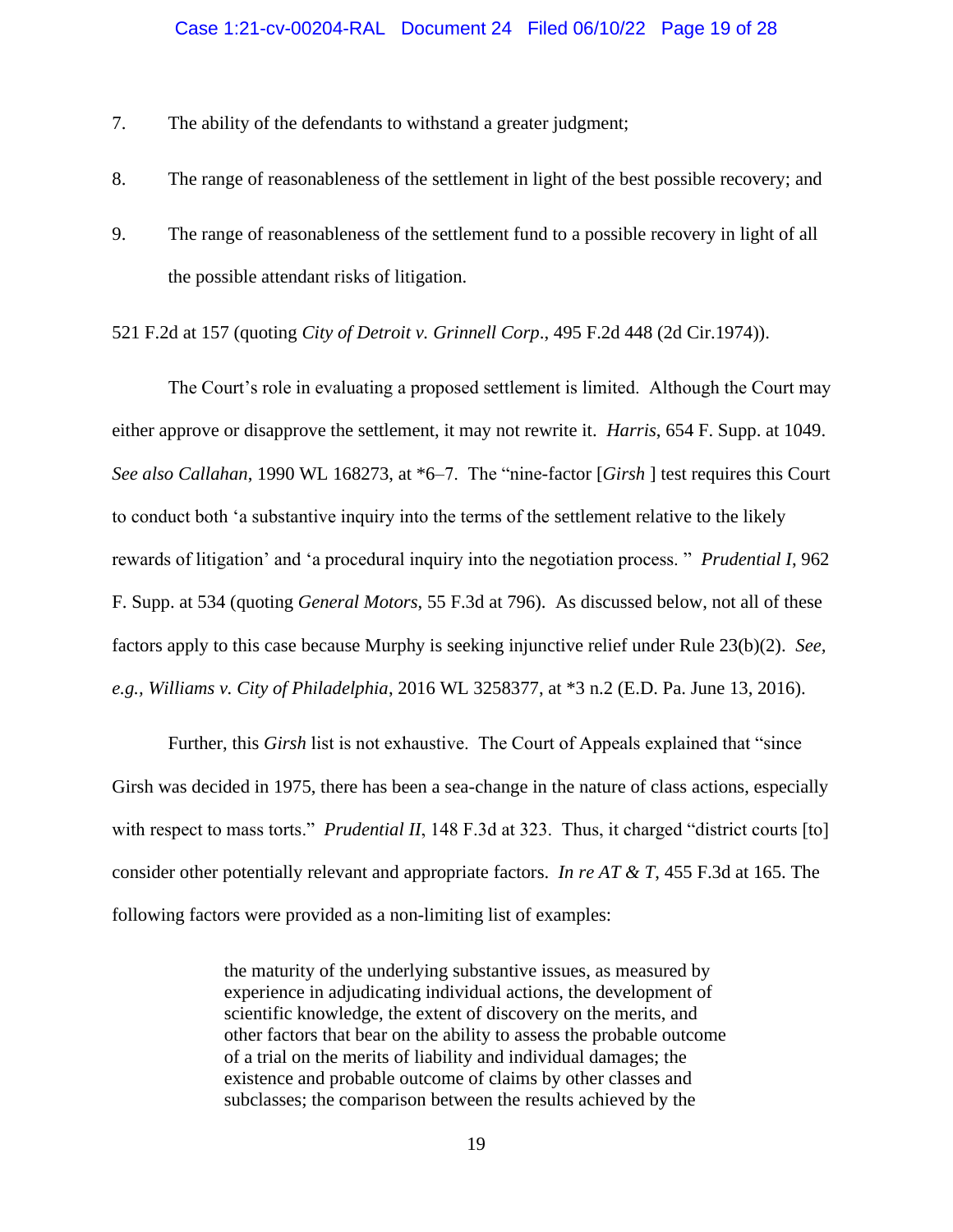7. The ability of the defendants to withstand a greater judgment;

8. The range of reasonableness of the settlement in light of the best possible recovery; and

9. The range of reasonableness of the settlement fund to a possible recovery in light of all the possible attendant risks of litigation.

521 F.2d at 157 (quoting *City of Detroit v. Grinnell Corp*., 495 F.2d 448 (2d Cir.1974)).

The Court's role in evaluating a proposed settlement is limited. Although the Court may either approve or disapprove the settlement, it may not rewrite it. *Harris*, 654 F. Supp. at 1049. *See also Callahan*, 1990 WL 168273, at *6–7. The "nine-factor [*Girsh* ] test requires this Court to conduct both 'a substantive inquiry into the terms of the settlement relative to the likely rewards of litigation' and 'a procedural inquiry into the negotiation process. " *Prudential I*, 962 F. Supp. at 534 (quoting *General Motors*, 55 F.3d at 796). As discussed below, not all of these factors apply to this case because Murphy is seeking injunctive relief under Rule 23(b)(2). *See, e.g., Williams v. City of Philadelphia*, 2016 WL 3258377, at *3 n.2 (E.D. Pa. June 13, 2016).

Further, this *Girsh* list is not exhaustive. The Court of Appeals explained that "since Girsh was decided in 1975, there has been a sea-change in the nature of class actions, especially with respect to mass torts." *Prudential II*, 148 F.3d at 323. Thus, it charged "district courts [to] consider other potentially relevant and appropriate factors. *In re AT & T*, 455 F.3d at 165. The following factors were provided as a non-limiting list of examples:

> the maturity of the underlying substantive issues, as measured by experience in adjudicating individual actions, the development of scientific knowledge, the extent of discovery on the merits, and other factors that bear on the ability to assess the probable outcome of a trial on the merits of liability and individual damages; the existence and probable outcome of claims by other classes and subclasses; the comparison between the results achieved by the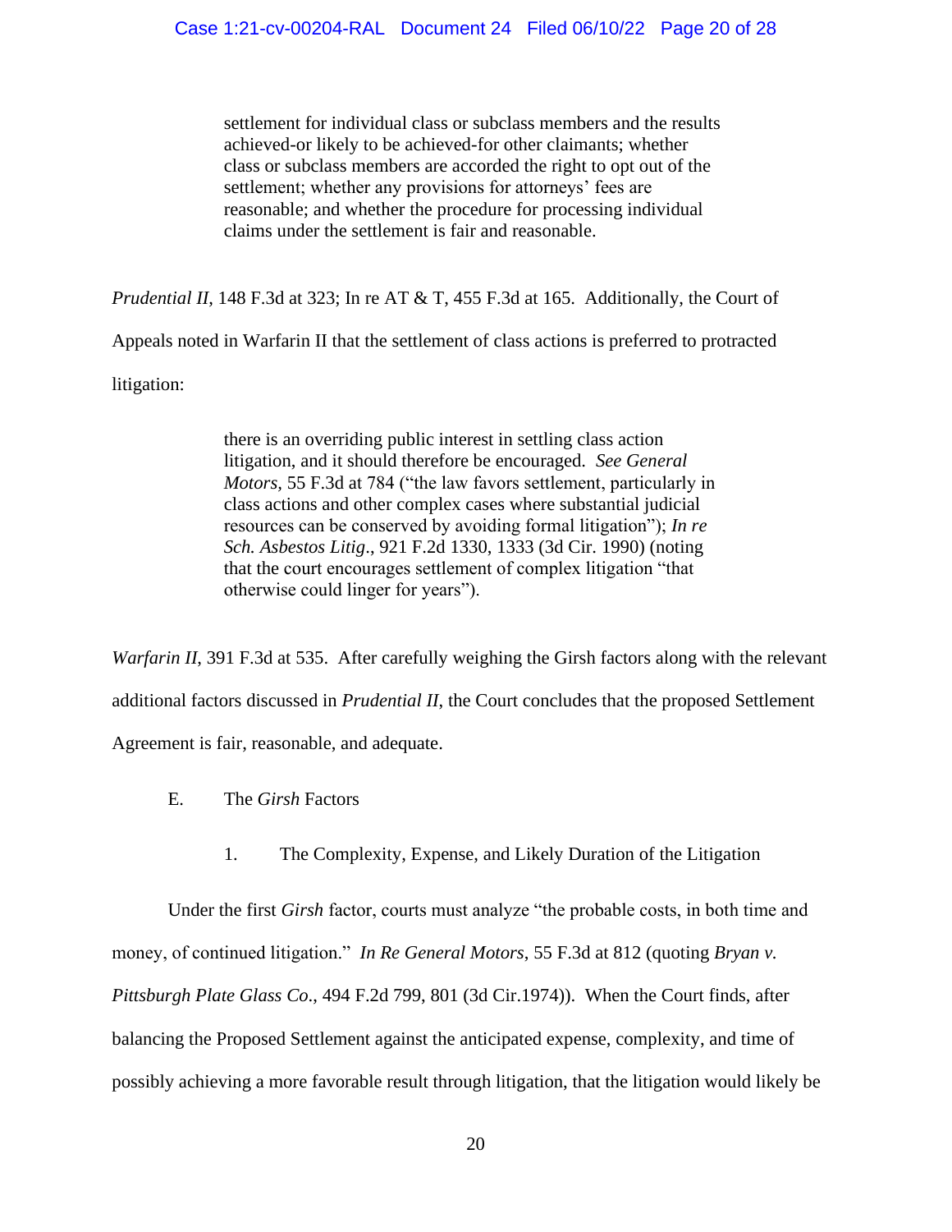> settlement for individual class or subclass members and the results achieved-or likely to be achieved-for other claimants; whether class or subclass members are accorded the right to opt out of the settlement; whether any provisions for attorneys' fees are reasonable; and whether the procedure for processing individual claims under the settlement is fair and reasonable.

*Prudential II*, 148 F.3d at 323; In re AT & T, 455 F.3d at 165. Additionally, the Court of Appeals noted in Warfarin II that the settlement of class actions is preferred to protracted litigation:

> there is an overriding public interest in settling class action litigation, and it should therefore be encouraged. *See General Motors*, 55 F.3d at 784 ("the law favors settlement, particularly in class actions and other complex cases where substantial judicial resources can be conserved by avoiding formal litigation"); *In re Sch. Asbestos Litig*., 921 F.2d 1330, 1333 (3d Cir. 1990) (noting that the court encourages settlement of complex litigation "that otherwise could linger for years").

*Warfarin II*, 391 F.3d at 535. After carefully weighing the Girsh factors along with the relevant additional factors discussed in *Prudential II*, the Court concludes that the proposed Settlement Agreement is fair, reasonable, and adequate.

### E. The *Girsh* Factors

#### 1. The Complexity, Expense, and Likely Duration of the Litigation

Under the first *Girsh* factor, courts must analyze "the probable costs, in both time and money, of continued litigation." *In Re General Motors*, 55 F.3d at 812 (quoting *Bryan v. Pittsburgh Plate Glass Co.*, 494 F.2d 799, 801 (3d Cir.1974)). When the Court finds, after balancing the Proposed Settlement against the anticipated expense, complexity, and time of possibly achieving a more favorable result through litigation, that the litigation would likely be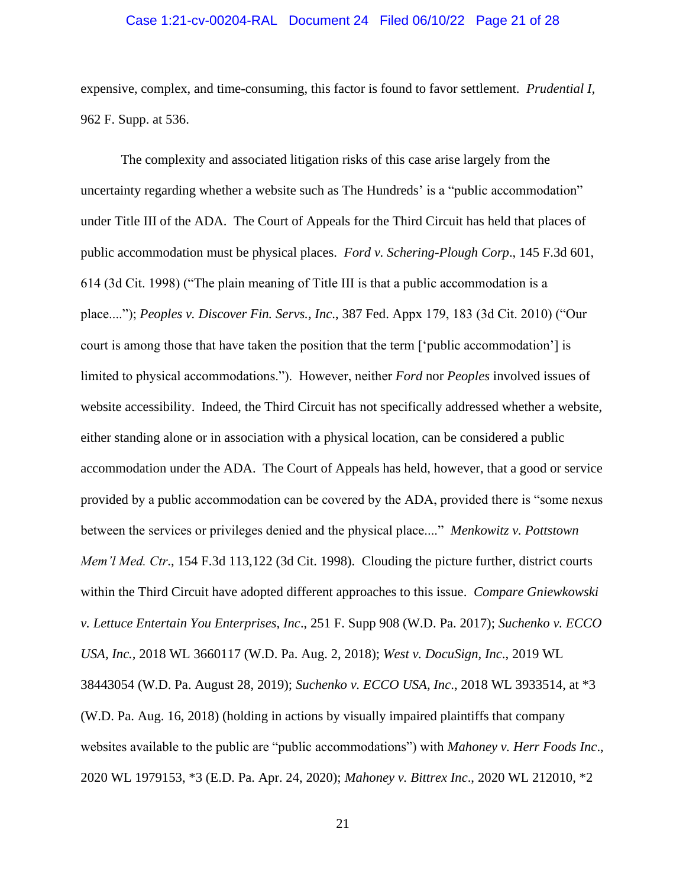expensive, complex, and time-consuming, this factor is found to favor settlement. *Prudential I*, 962 F. Supp. at 536.

The complexity and associated litigation risks of this case arise largely from the uncertainty regarding whether a website such as The Hundreds' is a "public accommodation" under Title III of the ADA. The Court of Appeals for the Third Circuit has held that places of public accommodation must be physical places. *Ford v. Schering-Plough Corp*., 145 F.3d 601, 614 (3d Cit. 1998) ("The plain meaning of Title III is that a public accommodation is a place...."); *Peoples v. Discover Fin. Servs., Inc*., 387 Fed. Appx 179, 183 (3d Cit. 2010) ("Our court is among those that have taken the position that the term ['public accommodation'] is limited to physical accommodations."). However, neither *Ford* nor *Peoples* involved issues of website accessibility. Indeed, the Third Circuit has not specifically addressed whether a website, either standing alone or in association with a physical location, can be considered a public accommodation under the ADA. The Court of Appeals has held, however, that a good or service provided by a public accommodation can be covered by the ADA, provided there is "some nexus between the services or privileges denied and the physical place...." *Menkowitz v. Pottstown Mem'l Med. Ctr*., 154 F.3d 113,122 (3d Cit. 1998). Clouding the picture further, district courts within the Third Circuit have adopted different approaches to this issue. *Compare Gniewkowski v. Lettuce Entertain You Enterprises, Inc*., 251 F. Supp 908 (W.D. Pa. 2017); *Suchenko v. ECCO USA, Inc.*, 2018 WL 3660117 (W.D. Pa. Aug. 2, 2018); *West v. DocuSign, Inc*., 2019 WL 38443054 (W.D. Pa. August 28, 2019); *Suchenko v. ECCO USA, Inc*., 2018 WL 3933514, at *3 (W.D. Pa. Aug. 16, 2018) (holding in actions by visually impaired plaintiffs that company websites available to the public are "public accommodations") with *Mahoney v. Herr Foods Inc*., 2020 WL 1979153, *3 (E.D. Pa. Apr. 24, 2020); *Mahoney v. Bittrex Inc*., 2020 WL 212010, *2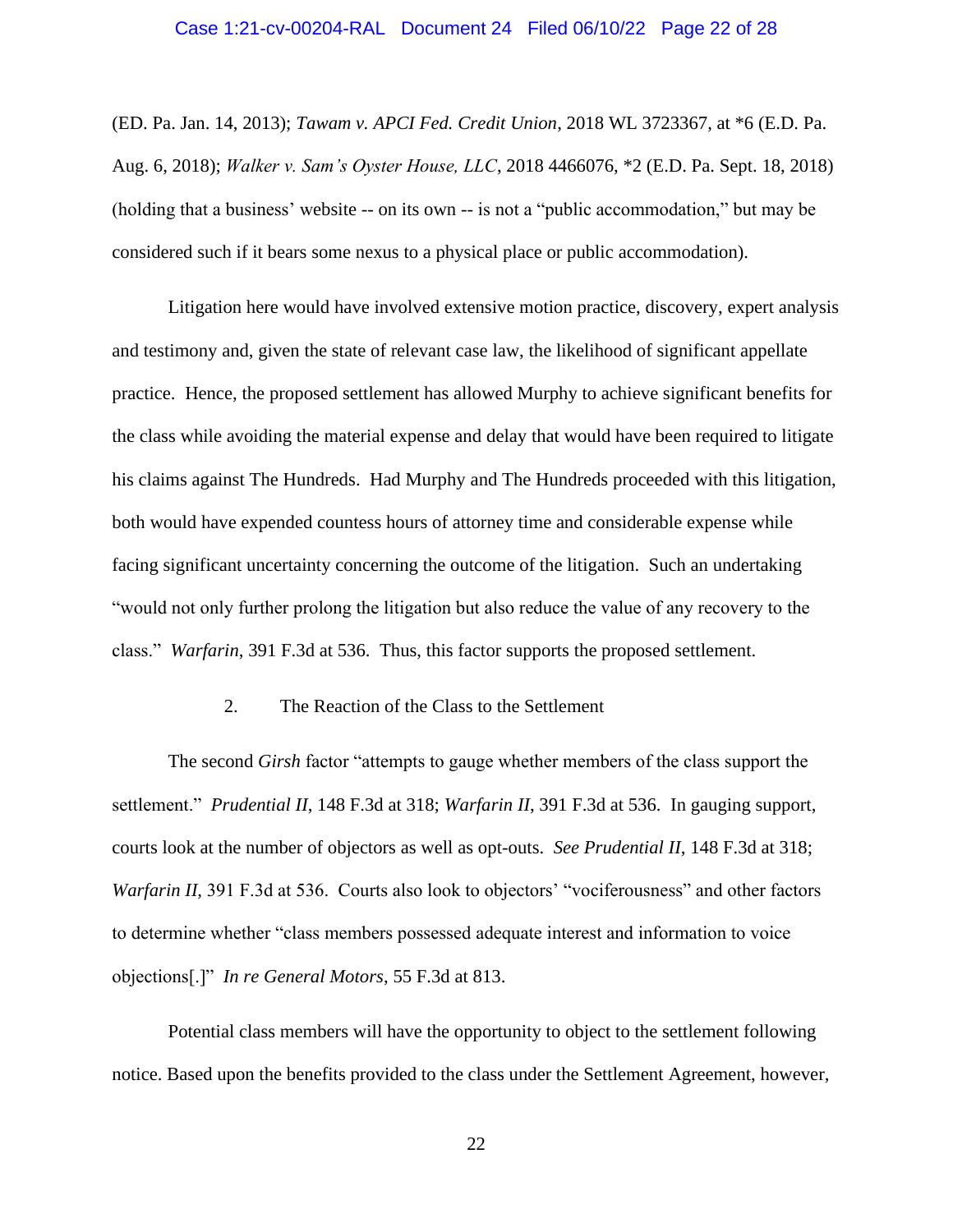(ED. Pa. Jan. 14, 2013); *Tawam v. APCI Fed. Credit Union*, 2018 WL 3723367, at *6 (E.D. Pa. Aug. 6, 2018); *Walker v. Sam's Oyster House, LLC*, 2018 4466076, *2 (E.D. Pa. Sept. 18, 2018) (holding that a business' website -- on its own -- is not a "public accommodation," but may be considered such if it bears some nexus to a physical place or public accommodation).

Litigation here would have involved extensive motion practice, discovery, expert analysis and testimony and, given the state of relevant case law, the likelihood of significant appellate practice. Hence, the proposed settlement has allowed Murphy to achieve significant benefits for the class while avoiding the material expense and delay that would have been required to litigate his claims against The Hundreds. Had Murphy and The Hundreds proceeded with this litigation, both would have expended countess hours of attorney time and considerable expense while facing significant uncertainty concerning the outcome of the litigation. Such an undertaking "would not only further prolong the litigation but also reduce the value of any recovery to the class." *Warfarin*, 391 F.3d at 536. Thus, this factor supports the proposed settlement.

2. The Reaction of the Class to the Settlement

The second *Girsh* factor "attempts to gauge whether members of the class support the settlement." *Prudential II*, 148 F.3d at 318; *Warfarin II*, 391 F.3d at 536. In gauging support, courts look at the number of objectors as well as opt-outs. *See Prudential II*, 148 F.3d at 318; *Warfarin II*, 391 F.3d at 536. Courts also look to objectors' "vociferousness" and other factors to determine whether "class members possessed adequate interest and information to voice objections[.]" *In re General Motors*, 55 F.3d at 813.

Potential class members will have the opportunity to object to the settlement following notice. Based upon the benefits provided to the class under the Settlement Agreement, however,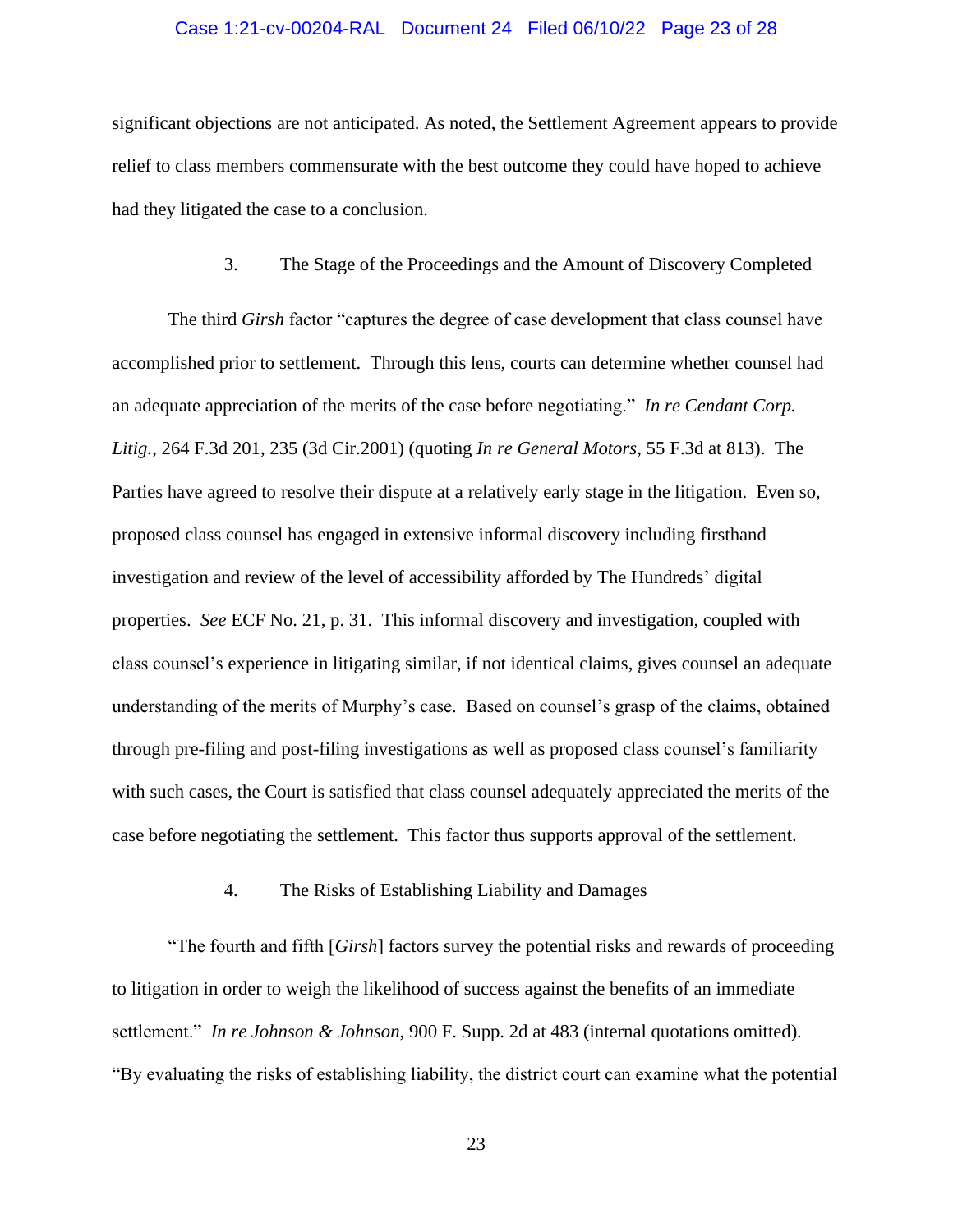significant objections are not anticipated. As noted, the Settlement Agreement appears to provide relief to class members commensurate with the best outcome they could have hoped to achieve had they litigated the case to a conclusion.

### 3. The Stage of the Proceedings and the Amount of Discovery Completed

The third *Girsh* factor "captures the degree of case development that class counsel have accomplished prior to settlement. Through this lens, courts can determine whether counsel had an adequate appreciation of the merits of the case before negotiating." *In re Cendant Corp. Litig.*, 264 F.3d 201, 235 (3d Cir.2001) (quoting *In re General Motors*, 55 F.3d at 813). The Parties have agreed to resolve their dispute at a relatively early stage in the litigation. Even so, proposed class counsel has engaged in extensive informal discovery including firsthand investigation and review of the level of accessibility afforded by The Hundreds' digital properties. *See* ECF No. 21, p. 31. This informal discovery and investigation, coupled with class counsel's experience in litigating similar, if not identical claims, gives counsel an adequate understanding of the merits of Murphy's case. Based on counsel's grasp of the claims, obtained through pre-filing and post-filing investigations as well as proposed class counsel's familiarity with such cases, the Court is satisfied that class counsel adequately appreciated the merits of the case before negotiating the settlement. This factor thus supports approval of the settlement.

### 4. The Risks of Establishing Liability and Damages

"The fourth and fifth [*Girsh*] factors survey the potential risks and rewards of proceeding to litigation in order to weigh the likelihood of success against the benefits of an immediate settlement." *In re Johnson & Johnson*, 900 F. Supp. 2d at 483 (internal quotations omitted). "By evaluating the risks of establishing liability, the district court can examine what the potential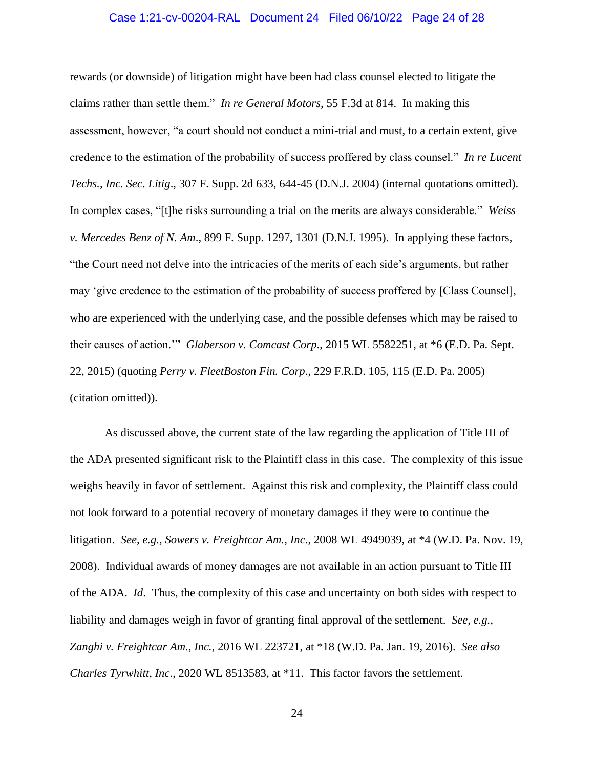rewards (or downside) of litigation might have been had class counsel elected to litigate the claims rather than settle them." *In re General Motors*, 55 F.3d at 814. In making this assessment, however, "a court should not conduct a mini-trial and must, to a certain extent, give credence to the estimation of the probability of success proffered by class counsel." *In re Lucent Techs., Inc. Sec. Litig*., 307 F. Supp. 2d 633, 644-45 (D.N.J. 2004) (internal quotations omitted). In complex cases, "[t]he risks surrounding a trial on the merits are always considerable." *Weiss v. Mercedes Benz of N. Am*., 899 F. Supp. 1297, 1301 (D.N.J. 1995). In applying these factors, "the Court need not delve into the intricacies of the merits of each side's arguments, but rather may 'give credence to the estimation of the probability of success proffered by [Class Counsel], who are experienced with the underlying case, and the possible defenses which may be raised to their causes of action.'" *Glaberson v. Comcast Corp*., 2015 WL 5582251, at *6 (E.D. Pa. Sept. 22, 2015) (quoting *Perry v. FleetBoston Fin. Corp*., 229 F.R.D. 105, 115 (E.D. Pa. 2005) (citation omitted)).

As discussed above, the current state of the law regarding the application of Title III of the ADA presented significant risk to the Plaintiff class in this case. The complexity of this issue weighs heavily in favor of settlement. Against this risk and complexity, the Plaintiff class could not look forward to a potential recovery of monetary damages if they were to continue the litigation. *See, e.g., Sowers v. Freightcar Am., Inc*., 2008 WL 4949039, at *4 (W.D. Pa. Nov. 19, 2008). Individual awards of money damages are not available in an action pursuant to Title III of the ADA. *Id*. Thus, the complexity of this case and uncertainty on both sides with respect to liability and damages weigh in favor of granting final approval of the settlement. *See, e.g., Zanghi v. Freightcar Am., Inc.*, 2016 WL 223721, at *18 (W.D. Pa. Jan. 19, 2016). *See also Charles Tyrwhitt, Inc*., 2020 WL 8513583, at *11. This factor favors the settlement.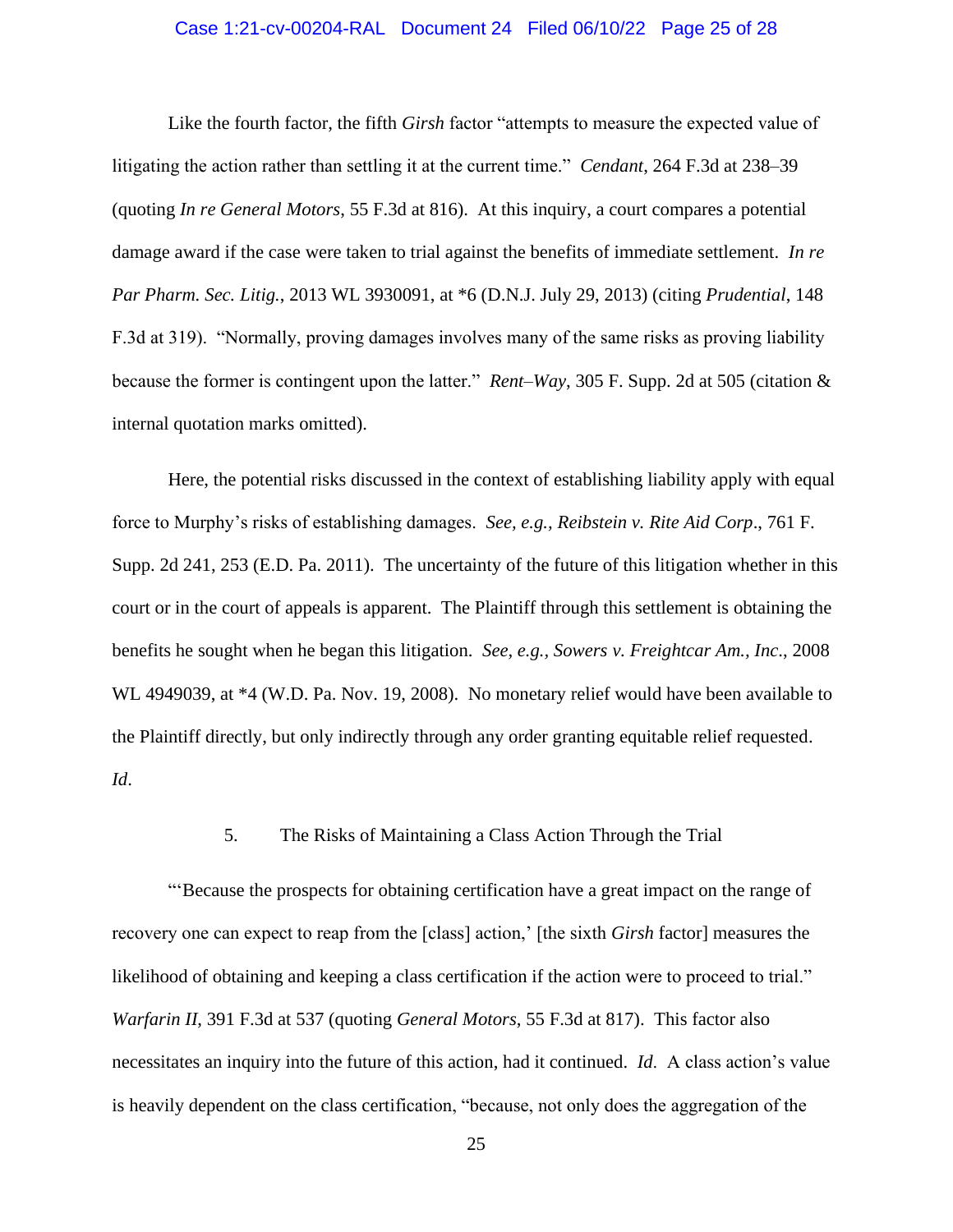Like the fourth factor, the fifth *Girsh* factor "attempts to measure the expected value of litigating the action rather than settling it at the current time." *Cendant*, 264 F.3d at 238–39 (quoting *In re General Motors*, 55 F.3d at 816). At this inquiry, a court compares a potential damage award if the case were taken to trial against the benefits of immediate settlement. *In re Par Pharm. Sec. Litig.*, 2013 WL 3930091, at *6 (D.N.J. July 29, 2013) (citing *Prudential*, 148 F.3d at 319). "Normally, proving damages involves many of the same risks as proving liability because the former is contingent upon the latter." *Rent–Way*, 305 F. Supp. 2d at 505 (citation & internal quotation marks omitted).

Here, the potential risks discussed in the context of establishing liability apply with equal force to Murphy's risks of establishing damages. *See, e.g., Reibstein v. Rite Aid Corp*., 761 F. Supp. 2d 241, 253 (E.D. Pa. 2011). The uncertainty of the future of this litigation whether in this court or in the court of appeals is apparent. The Plaintiff through this settlement is obtaining the benefits he sought when he began this litigation. *See, e.g., Sowers v. Freightcar Am., Inc*., 2008 WL 4949039, at *4 (W.D. Pa. Nov. 19, 2008). No monetary relief would have been available to the Plaintiff directly, but only indirectly through any order granting equitable relief requested. *Id*.

5. The Risks of Maintaining a Class Action Through the Trial

"'Because the prospects for obtaining certification have a great impact on the range of recovery one can expect to reap from the [class] action,' [the sixth *Girsh* factor] measures the likelihood of obtaining and keeping a class certification if the action were to proceed to trial." *Warfarin II*, 391 F.3d at 537 (quoting *General Motors*, 55 F.3d at 817). This factor also necessitates an inquiry into the future of this action, had it continued. *Id*. A class action's value is heavily dependent on the class certification, "because, not only does the aggregation of the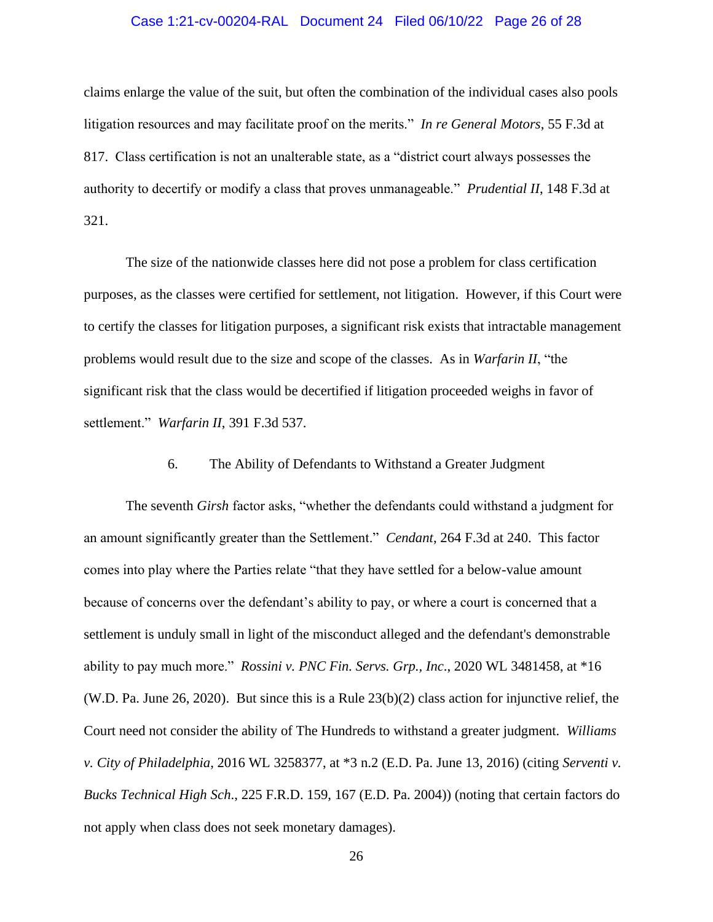claims enlarge the value of the suit, but often the combination of the individual cases also pools litigation resources and may facilitate proof on the merits." *In re General Motors*, 55 F.3d at 817. Class certification is not an unalterable state, as a "district court always possesses the authority to decertify or modify a class that proves unmanageable." *Prudential II*, 148 F.3d at 321.

The size of the nationwide classes here did not pose a problem for class certification purposes, as the classes were certified for settlement, not litigation. However, if this Court were to certify the classes for litigation purposes, a significant risk exists that intractable management problems would result due to the size and scope of the classes. As in *Warfarin II*, "the significant risk that the class would be decertified if litigation proceeded weighs in favor of settlement." *Warfarin II*, 391 F.3d 537.

### 6. The Ability of Defendants to Withstand a Greater Judgment

The seventh *Girsh* factor asks, "whether the defendants could withstand a judgment for an amount significantly greater than the Settlement." *Cendant*, 264 F.3d at 240. This factor comes into play where the Parties relate "that they have settled for a below-value amount because of concerns over the defendant's ability to pay, or where a court is concerned that a settlement is unduly small in light of the misconduct alleged and the defendant's demonstrable ability to pay much more." *Rossini v. PNC Fin. Servs. Grp., Inc*., 2020 WL 3481458, at *16 (W.D. Pa. June 26, 2020). But since this is a Rule 23(b)(2) class action for injunctive relief, the Court need not consider the ability of The Hundreds to withstand a greater judgment. *Williams v. City of Philadelphia*, 2016 WL 3258377, at *3 n.2 (E.D. Pa. June 13, 2016) (citing *Serventi v. Bucks Technical High Sch*., 225 F.R.D. 159, 167 (E.D. Pa. 2004)) (noting that certain factors do not apply when class does not seek monetary damages).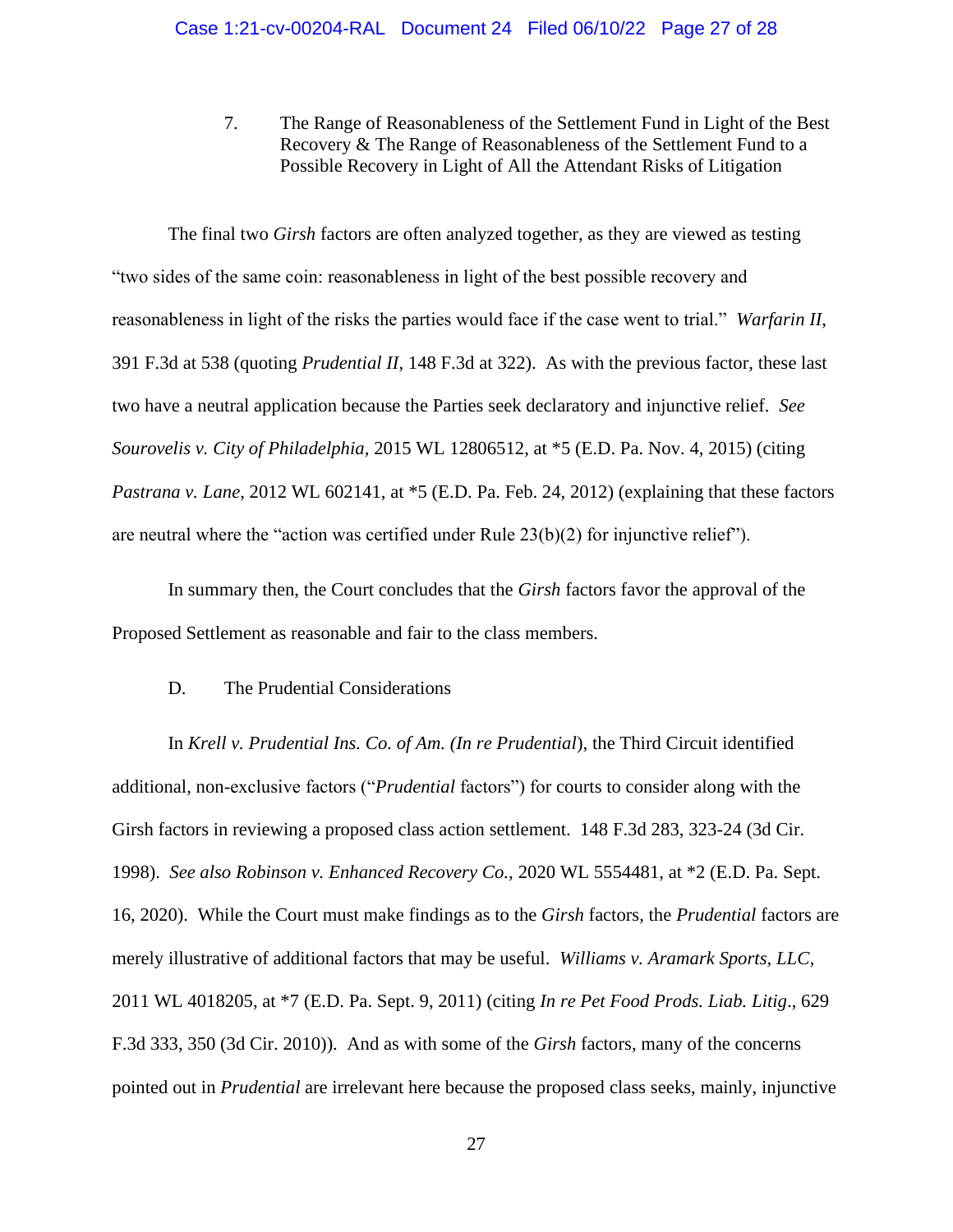7. The Range of Reasonableness of the Settlement Fund in Light of the Best Recovery & The Range of Reasonableness of the Settlement Fund to a Possible Recovery in Light of All the Attendant Risks of Litigation

The final two *Girsh* factors are often analyzed together, as they are viewed as testing "two sides of the same coin: reasonableness in light of the best possible recovery and reasonableness in light of the risks the parties would face if the case went to trial." *Warfarin II*, 391 F.3d at 538 (quoting *Prudential II*, 148 F.3d at 322). As with the previous factor, these last two have a neutral application because the Parties seek declaratory and injunctive relief. *See Sourovelis v. City of Philadelphia*, 2015 WL 12806512, at *5 (E.D. Pa. Nov. 4, 2015) (citing *Pastrana v. Lane*, 2012 WL 602141, at *5 (E.D. Pa. Feb. 24, 2012) (explaining that these factors are neutral where the "action was certified under Rule 23(b)(2) for injunctive relief").

In summary then, the Court concludes that the *Girsh* factors favor the approval of the Proposed Settlement as reasonable and fair to the class members.

D. The Prudential Considerations

In *Krell v. Prudential Ins. Co. of Am. (In re Prudential*), the Third Circuit identified additional, non-exclusive factors ("*Prudential* factors") for courts to consider along with the Girsh factors in reviewing a proposed class action settlement. 148 F.3d 283, 323-24 (3d Cir. 1998). *See also Robinson v. Enhanced Recovery Co.,* 2020 WL 5554481, at *2 (E.D. Pa. Sept. 16, 2020). While the Court must make findings as to the *Girsh* factors, the *Prudential* factors are merely illustrative of additional factors that may be useful. *Williams v. Aramark Sports, LLC*, 2011 WL 4018205, at *7 (E.D. Pa. Sept. 9, 2011) (citing *In re Pet Food Prods. Liab. Litig*., 629 F.3d 333, 350 (3d Cir. 2010)). And as with some of the *Girsh* factors, many of the concerns pointed out in *Prudential* are irrelevant here because the proposed class seeks, mainly, injunctive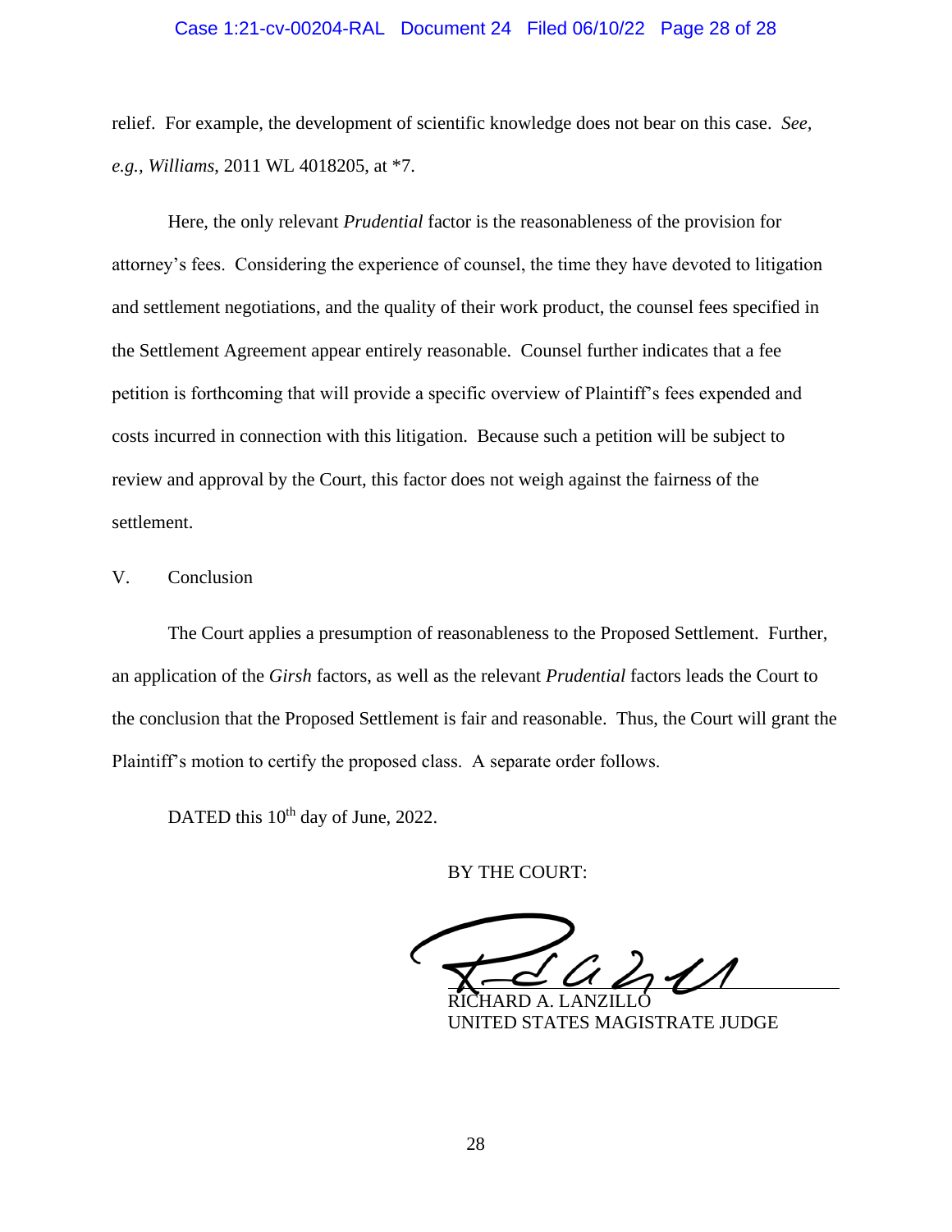relief. For example, the development of scientific knowledge does not bear on this case. *See, e.g.*, *Williams*, 2011 WL 4018205, at *7.

Here, the only relevant *Prudential* factor is the reasonableness of the provision for attorney's fees. Considering the experience of counsel, the time they have devoted to litigation and settlement negotiations, and the quality of their work product, the counsel fees specified in the Settlement Agreement appear entirely reasonable. Counsel further indicates that a fee petition is forthcoming that will provide a specific overview of Plaintiff's fees expended and costs incurred in connection with this litigation. Because such a petition will be subject to review and approval by the Court, this factor does not weigh against the fairness of the settlement.

## V. Conclusion

The Court applies a presumption of reasonableness to the Proposed Settlement. Further, an application of the *Girsh* factors, as well as the relevant *Prudential* factors leads the Court to the conclusion that the Proposed Settlement is fair and reasonable. Thus, the Court will grant the Plaintiff's motion to certify the proposed class. A separate order follows.

DATED this 10th day of June, 2022.

BY THE COURT:

RICHARD A. LANZILLO
UNITED STATES MAGISTRATE JUDGE